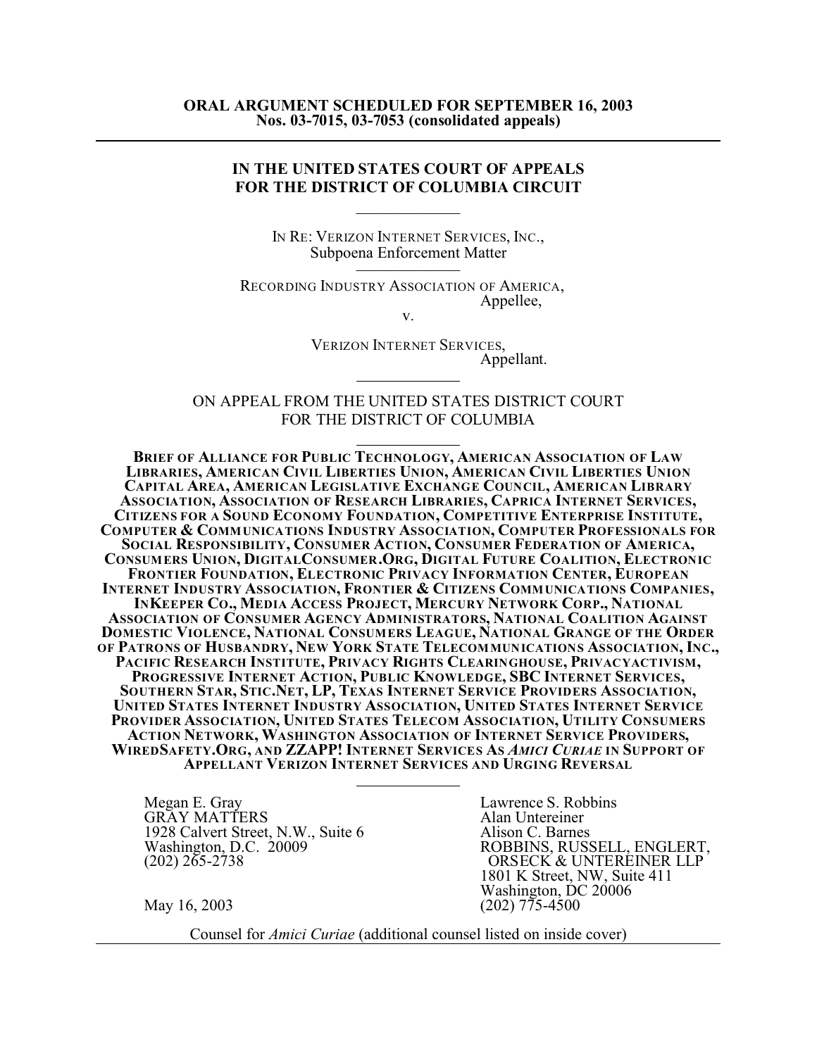**ORAL ARGUMENT SCHEDULED FOR SEPTEMBER 16, 2003**
**Nos. 03-7015, 03-7053 (consolidated appeals)**

---

**IN THE UNITED STATES COURT OF APPEALS**
**FOR THE DISTRICT OF COLUMBIA CIRCUIT**

---

IN RE: VERIZON INTERNET SERVICES, INC.,
Subpoena Enforcement Matter

---

RECORDING INDUSTRY ASSOCIATION OF AMERICA,
Appellee,

v.

VERIZON INTERNET SERVICES,
Appellant.

---

ON APPEAL FROM THE UNITED STATES DISTRICT COURT
FOR THE DISTRICT OF COLUMBIA

---

**BRIEF OF ALLIANCE FOR PUBLIC TECHNOLOGY, AMERICAN ASSOCIATION OF LAW LIBRARIES, AMERICAN CIVIL LIBERTIES UNION, AMERICAN CIVIL LIBERTIES UNION CAPITAL AREA, AMERICAN LEGISLATIVE EXCHANGE COUNCIL, AMERICAN LIBRARY ASSOCIATION, ASSOCIATION OF RESEARCH LIBRARIES, CAPRICA INTERNET SERVICES, CITIZENS FOR A SOUND ECONOMY FOUNDATION, COMPETITIVE ENTERPRISE INSTITUTE, COMPUTER & COMMUNICATIONS INDUSTRY ASSOCIATION, COMPUTER PROFESSIONALS FOR SOCIAL RESPONSIBILITY, CONSUMER ACTION, CONSUMER FEDERATION OF AMERICA, CONSUMERS UNION, DIGITALCONSUMER.ORG, DIGITAL FUTURE COALITION, ELECTRONIC FRONTIER FOUNDATION, ELECTRONIC PRIVACY INFORMATION CENTER, EUROPEAN INTERNET INDUSTRY ASSOCIATION, FRONTIER & CITIZENS COMMUNICATIONS COMPANIES, INKEEPER CO., MEDIA ACCESS PROJECT, MERCURY NETWORK CORP., NATIONAL ASSOCIATION OF CONSUMER AGENCY ADMINISTRATORS, NATIONAL COALITION AGAINST DOMESTIC VIOLENCE, NATIONAL CONSUMERS LEAGUE, NATIONAL GRANGE OF THE ORDER OF PATRONS OF HUSBANDRY, NEW YORK STATE TELECOMMUNICATIONS ASSOCIATION, INC., PACIFIC RESEARCH INSTITUTE, PRIVACY RIGHTS CLEARINGHOUSE, PRIVACYACTIVISM, PROGRESSIVE INTERNET ACTION, PUBLIC KNOWLEDGE, SBC INTERNET SERVICES, SOUTHERN STAR, STIC.NET, LP, TEXAS INTERNET SERVICE PROVIDERS ASSOCIATION, UNITED STATES INTERNET INDUSTRY ASSOCIATION, UNITED STATES INTERNET SERVICE PROVIDER ASSOCIATION, UNITED STATES TELECOM ASSOCIATION, UTILITY CONSUMERS ACTION NETWORK, WASHINGTON ASSOCIATION OF INTERNET SERVICE PROVIDERS, WIREDSAFETY.ORG, AND ZZAPP! INTERNET SERVICES AS *AMICI CURIAE* IN SUPPORT OF APPELLANT VERIZON INTERNET SERVICES AND URGING REVERSAL**

---

Megan E. Gray
GRAY MATTERS
1928 Calvert Street, N.W., Suite 6
Washington, D.C. 20009
(202) 265-2738

May 16, 2003

Lawrence S. Robbins
Alan Untereiner
Alison C. Barnes
ROBBINS, RUSSELL, ENGLERT, ORSECK & UNTEREINER LLP
1801 K Street, NW, Suite 411
Washington, DC 20006
(202) 775-4500

Counsel for *Amici Curiae* (additional counsel listed on inside cover)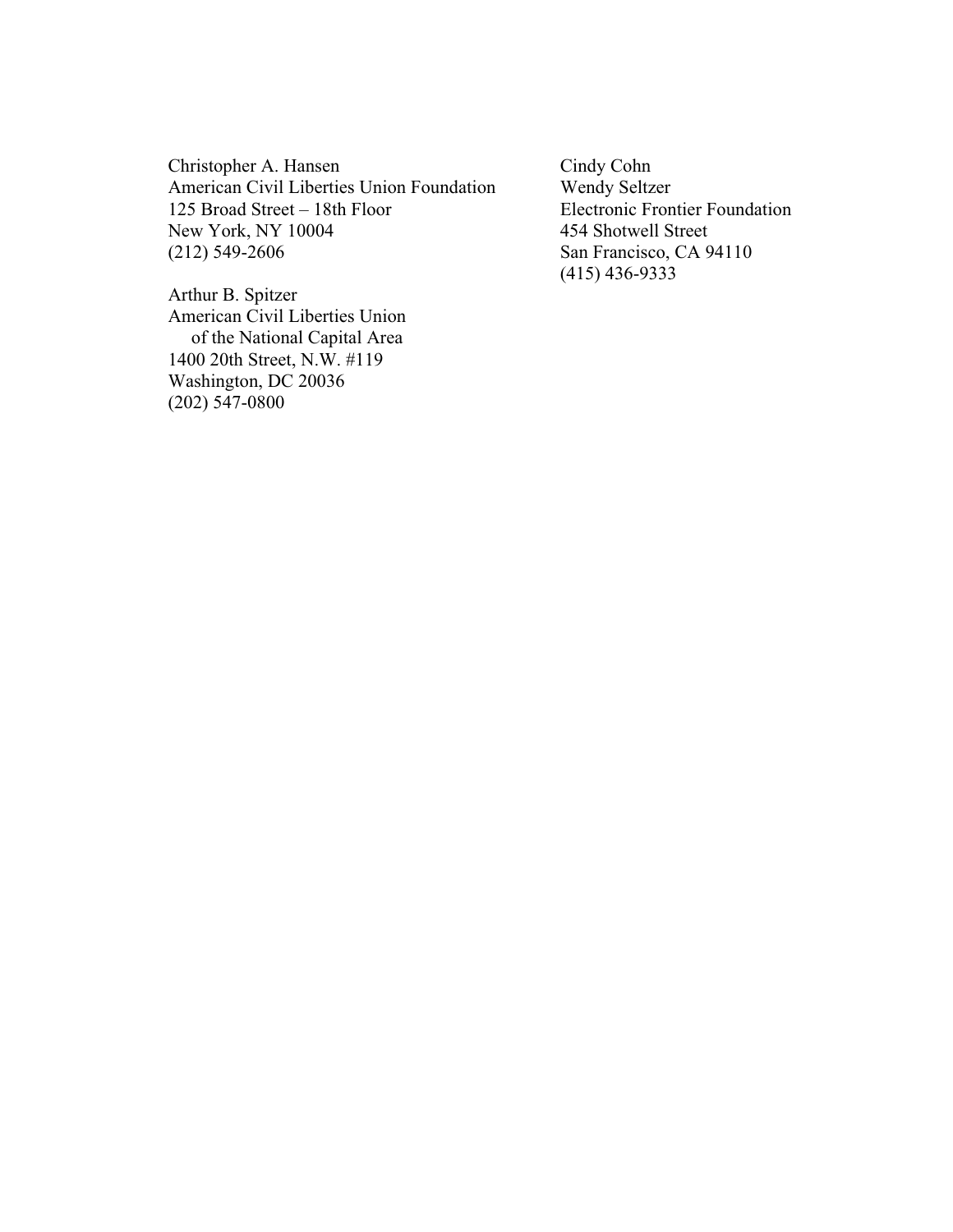Christopher A. Hansen
American Civil Liberties Union Foundation
125 Broad Street – 18th Floor
New York, NY 10004
(212) 549-2606

Arthur B. Spitzer
American Civil Liberties Union
of the National Capital Area
1400 20th Street, N.W. #119
Washington, DC 20036
(202) 547-0800

Cindy Cohn
Wendy Seltzer
Electronic Frontier Foundation
454 Shotwell Street
San Francisco, CA 94110
(415) 436-9333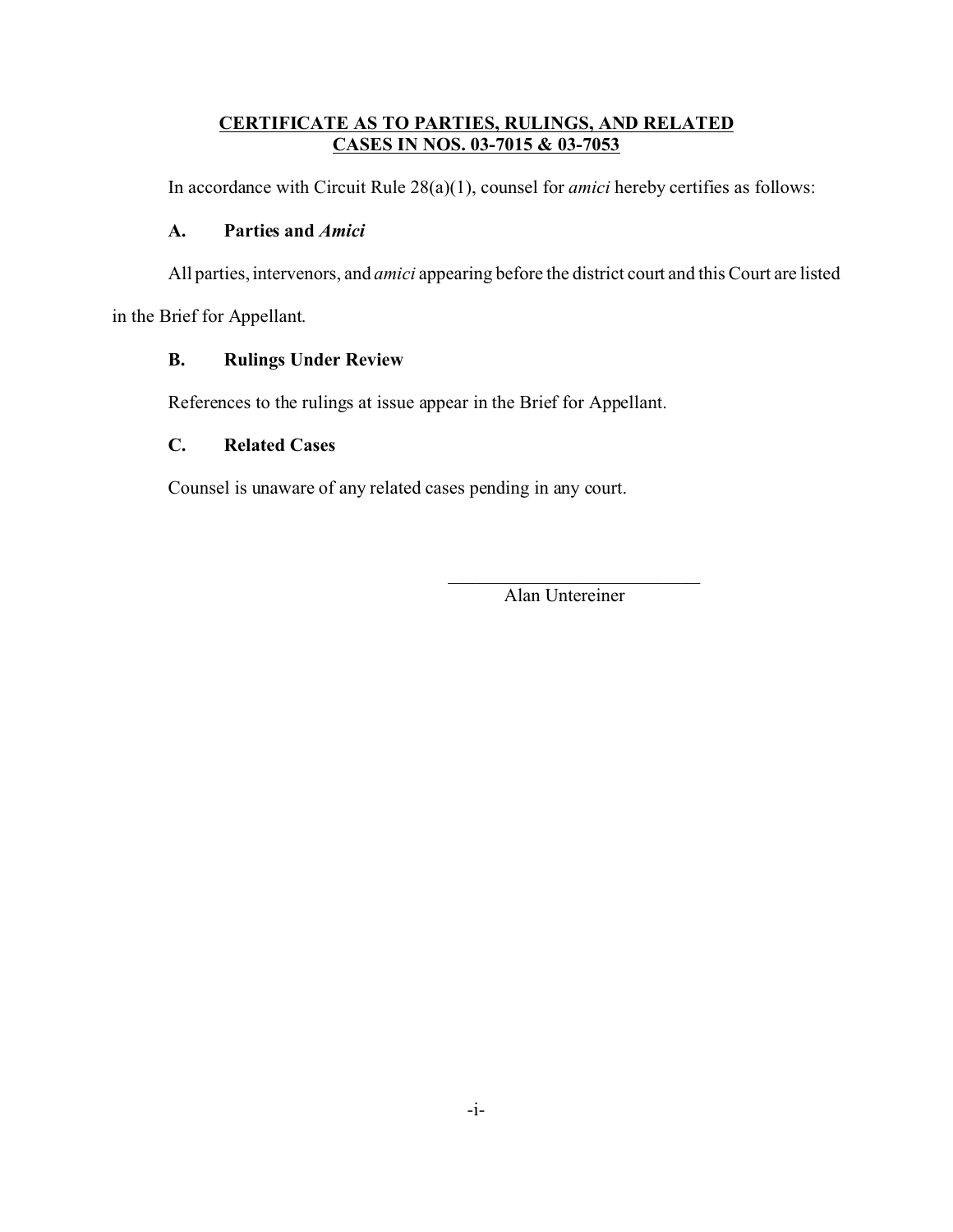**CERTIFICATE AS TO PARTIES, RULINGS, AND RELATED CASES IN NOS. 03-7015 & 03-7053**

In accordance with Circuit Rule 28(a)(1), counsel for *amici* hereby certifies as follows:

**A. Parties and *Amici***

All parties, intervenors, and *amici* appearing before the district court and this Court are listed in the Brief for Appellant.

**B. Rulings Under Review**

References to the rulings at issue appear in the Brief for Appellant.

**C. Related Cases**

Counsel is unaware of any related cases pending in any court.

\_\_\_\_\_\_\_\_\_\_\_\_\_\_\_\_\_\_\_\_\_\_\_\_\_\_\_\_

Alan Untereiner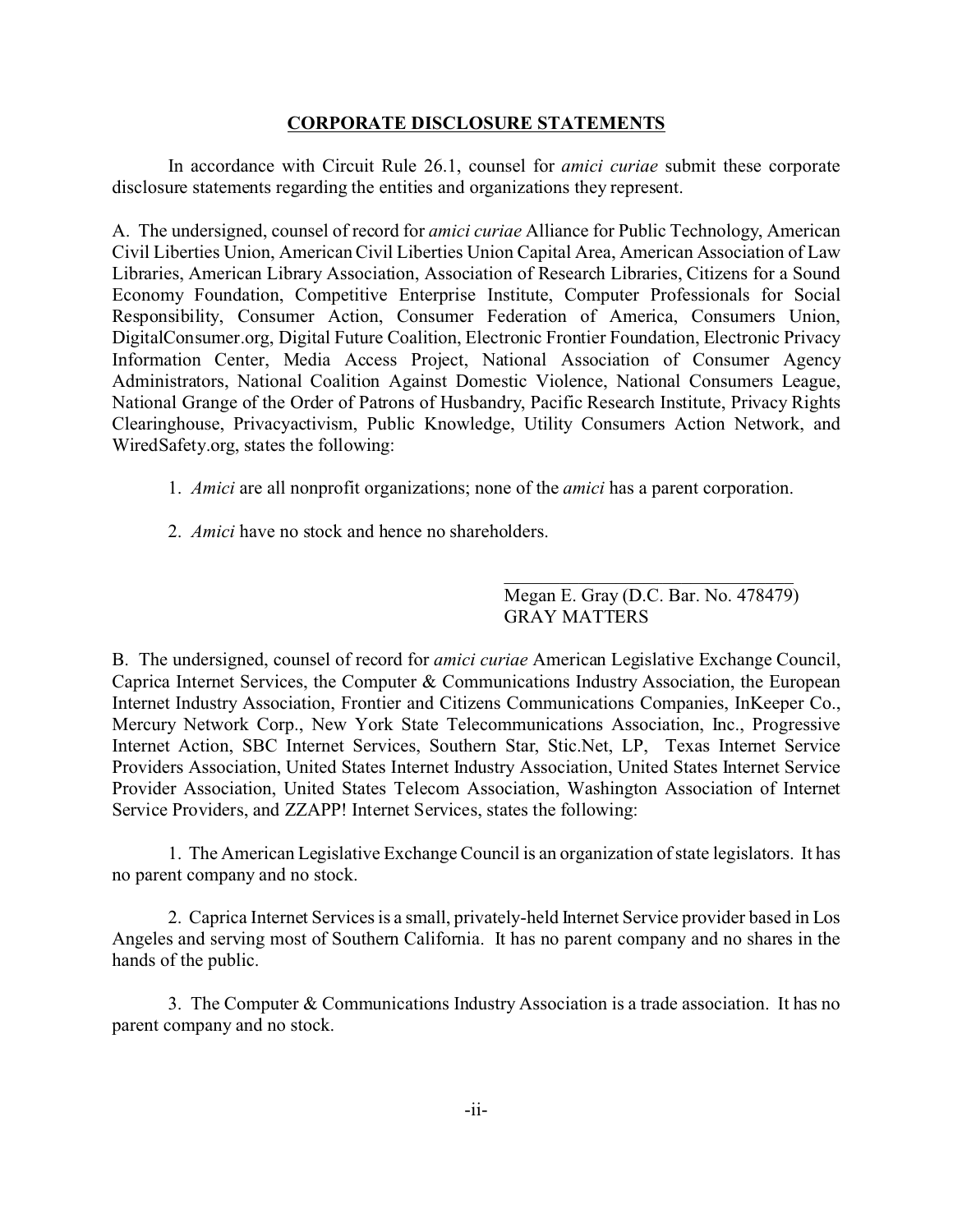## CORPORATE DISCLOSURE STATEMENTS

In accordance with Circuit Rule 26.1, counsel for *amici curiae* submit these corporate disclosure statements regarding the entities and organizations they represent.

A. The undersigned, counsel of record for *amici curiae* Alliance for Public Technology, American Civil Liberties Union, American Civil Liberties Union Capital Area, American Association of Law Libraries, American Library Association, Association of Research Libraries, Citizens for a Sound Economy Foundation, Competitive Enterprise Institute, Computer Professionals for Social Responsibility, Consumer Action, Consumer Federation of America, Consumers Union, DigitalConsumer.org, Digital Future Coalition, Electronic Frontier Foundation, Electronic Privacy Information Center, Media Access Project, National Association of Consumer Agency Administrators, National Coalition Against Domestic Violence, National Consumers League, National Grange of the Order of Patrons of Husbandry, Pacific Research Institute, Privacy Rights Clearinghouse, Privacyactivism, Public Knowledge, Utility Consumers Action Network, and WiredSafety.org, states the following:

1. *Amici* are all nonprofit organizations; none of the *amici* has a parent corporation.

2. *Amici* have no stock and hence no shareholders.

Megan E. Gray (D.C. Bar. No. 478479)
GRAY MATTERS

B. The undersigned, counsel of record for *amici curiae* American Legislative Exchange Council, Caprica Internet Services, the Computer & Communications Industry Association, the European Internet Industry Association, Frontier and Citizens Communications Companies, InKeeper Co., Mercury Network Corp., New York State Telecommunications Association, Inc., Progressive Internet Action, SBC Internet Services, Southern Star, Stic.Net, LP, Texas Internet Service Providers Association, United States Internet Industry Association, United States Internet Service Provider Association, United States Telecom Association, Washington Association of Internet Service Providers, and ZZAPP! Internet Services, states the following:

1. The American Legislative Exchange Council is an organization of state legislators. It has no parent company and no stock.

2. Caprica Internet Services is a small, privately-held Internet Service provider based in Los Angeles and serving most of Southern California. It has no parent company and no shares in the hands of the public.

3. The Computer & Communications Industry Association is a trade association. It has no parent company and no stock.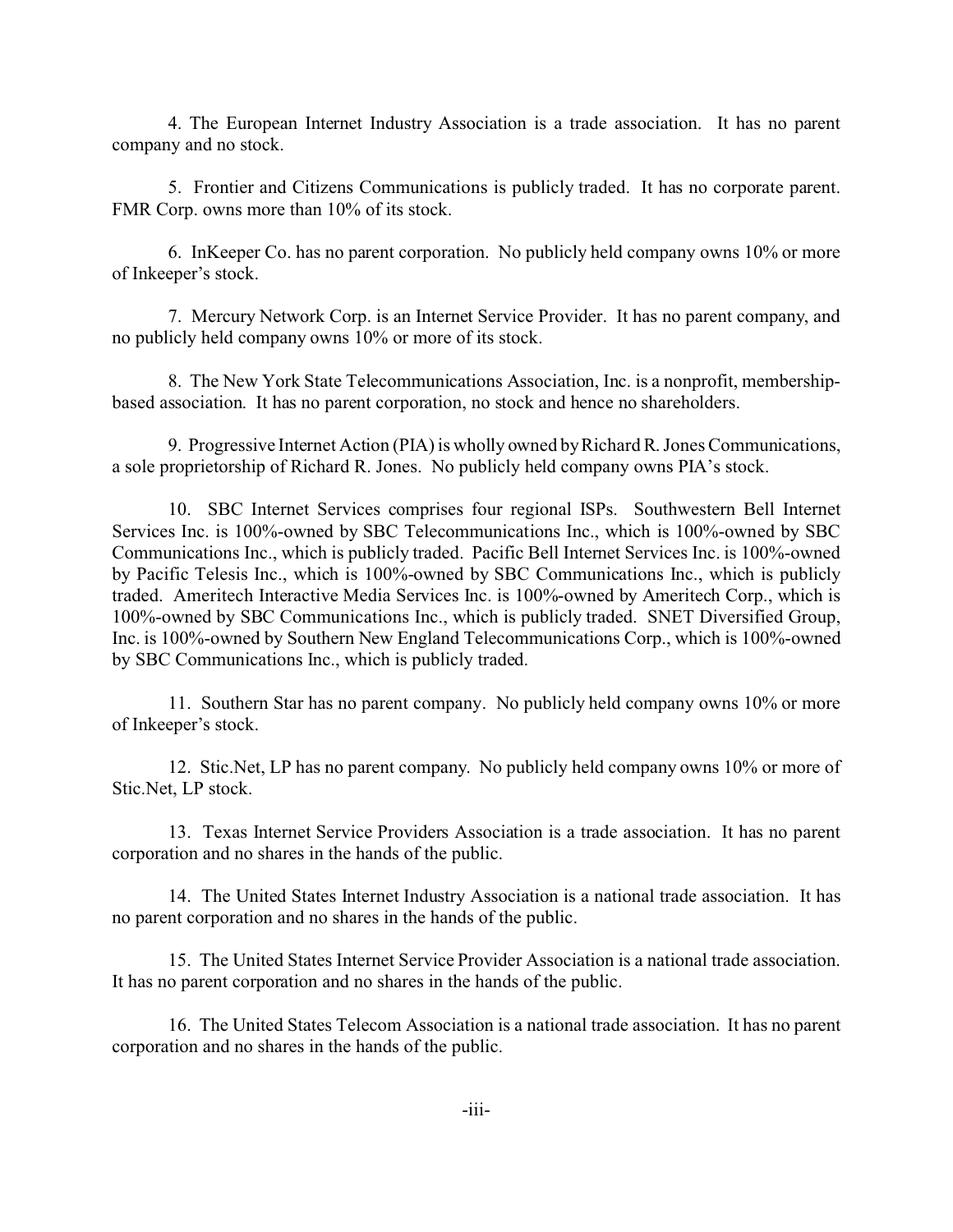4. The European Internet Industry Association is a trade association. It has no parent company and no stock.

5. Frontier and Citizens Communications is publicly traded. It has no corporate parent. FMR Corp. owns more than 10% of its stock.

6. InKeeper Co. has no parent corporation. No publicly held company owns 10% or more of Inkeeper's stock.

7. Mercury Network Corp. is an Internet Service Provider. It has no parent company, and no publicly held company owns 10% or more of its stock.

8. The New York State Telecommunications Association, Inc. is a nonprofit, membership-based association. It has no parent corporation, no stock and hence no shareholders.

9. Progressive Internet Action (PIA) is wholly owned by Richard R. Jones Communications, a sole proprietorship of Richard R. Jones. No publicly held company owns PIA's stock.

10. SBC Internet Services comprises four regional ISPs. Southwestern Bell Internet Services Inc. is 100%-owned by SBC Telecommunications Inc., which is 100%-owned by SBC Communications Inc., which is publicly traded. Pacific Bell Internet Services Inc. is 100%-owned by Pacific Telesis Inc., which is 100%-owned by SBC Communications Inc., which is publicly traded. Ameritech Interactive Media Services Inc. is 100%-owned by Ameritech Corp., which is 100%-owned by SBC Communications Inc., which is publicly traded. SNET Diversified Group, Inc. is 100%-owned by Southern New England Telecommunications Corp., which is 100%-owned by SBC Communications Inc., which is publicly traded.

11. Southern Star has no parent company. No publicly held company owns 10% or more of Inkeeper's stock.

12. Stic.Net, LP has no parent company. No publicly held company owns 10% or more of Stic.Net, LP stock.

13. Texas Internet Service Providers Association is a trade association. It has no parent corporation and no shares in the hands of the public.

14. The United States Internet Industry Association is a national trade association. It has no parent corporation and no shares in the hands of the public.

15. The United States Internet Service Provider Association is a national trade association. It has no parent corporation and no shares in the hands of the public.

16. The United States Telecom Association is a national trade association. It has no parent corporation and no shares in the hands of the public.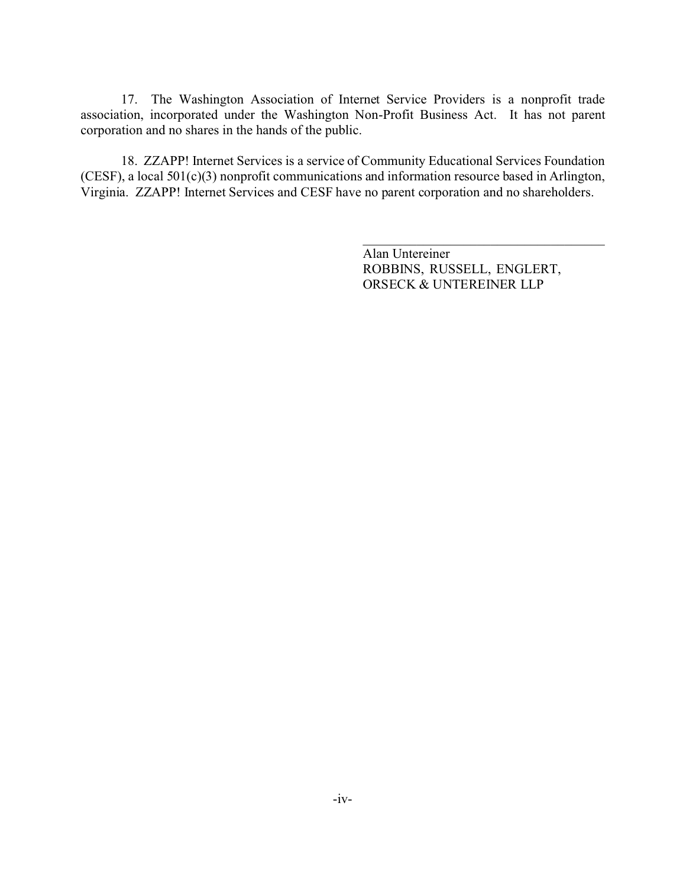17. The Washington Association of Internet Service Providers is a nonprofit trade association, incorporated under the Washington Non-Profit Business Act. It has not parent corporation and no shares in the hands of the public.

18. ZZAPP! Internet Services is a service of Community Educational Services Foundation (CESF), a local 501(c)(3) nonprofit communications and information resource based in Arlington, Virginia. ZZAPP! Internet Services and CESF have no parent corporation and no shareholders.

\_\_\_\_\_\_\_\_\_\_\_\_\_\_\_\_\_\_\_\_\_\_\_\_\_\_\_\_\_\_\_\_\_\_\_\_\_\_

Alan Untereiner
ROBBINS, RUSSELL, ENGLERT,
ORSECK & UNTEREINER LLP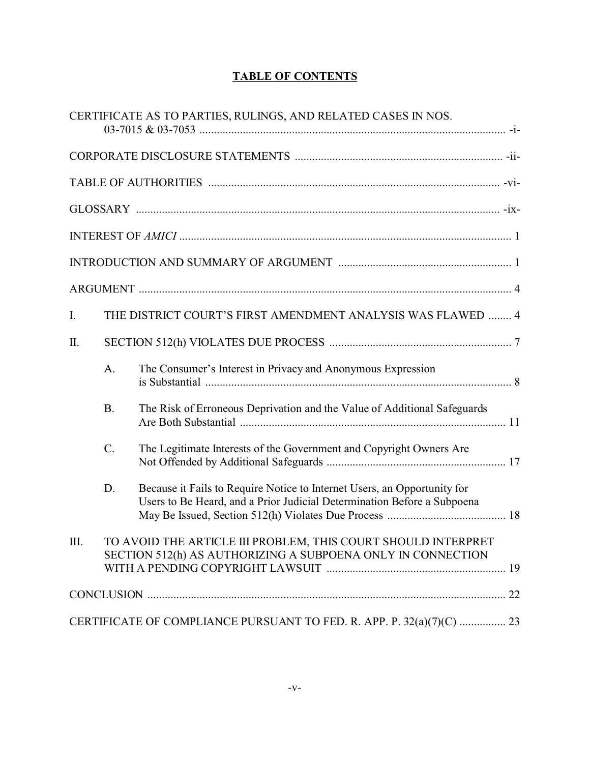# TABLE OF CONTENTS

CERTIFICATE AS TO PARTIES, RULINGS, AND RELATED CASES IN NOS. 03-7015 & 03-7053 ............ -i-

CORPORATE DISCLOSURE STATEMENTS ............ -ii-

TABLE OF AUTHORITIES ............ -vi-

GLOSSARY ............ -ix-

INTEREST OF *AMICI* ............ 1

INTRODUCTION AND SUMMARY OF ARGUMENT ............ 1

ARGUMENT ............ 4

I. THE DISTRICT COURT'S FIRST AMENDMENT ANALYSIS WAS FLAWED ............ 4

II. SECTION 512(h) VIOLATES DUE PROCESS ............ 7

- A. The Consumer's Interest in Privacy and Anonymous Expression is Substantial ............ 8
- B. The Risk of Erroneous Deprivation and the Value of Additional Safeguards Are Both Substantial ............ 11
- C. The Legitimate Interests of the Government and Copyright Owners Are Not Offended by Additional Safeguards ............ 17
- D. Because it Fails to Require Notice to Internet Users, an Opportunity for Users to Be Heard, and a Prior Judicial Determination Before a Subpoena May Be Issued, Section 512(h) Violates Due Process ............ 18

III. TO AVOID THE ARTICLE III PROBLEM, THIS COURT SHOULD INTERPRET SECTION 512(h) AS AUTHORIZING A SUBPOENA ONLY IN CONNECTION WITH A PENDING COPYRIGHT LAWSUIT ............ 19

CONCLUSION ............ 22

CERTIFICATE OF COMPLIANCE PURSUANT TO FED. R. APP. P. 32(a)(7)(C) ............ 23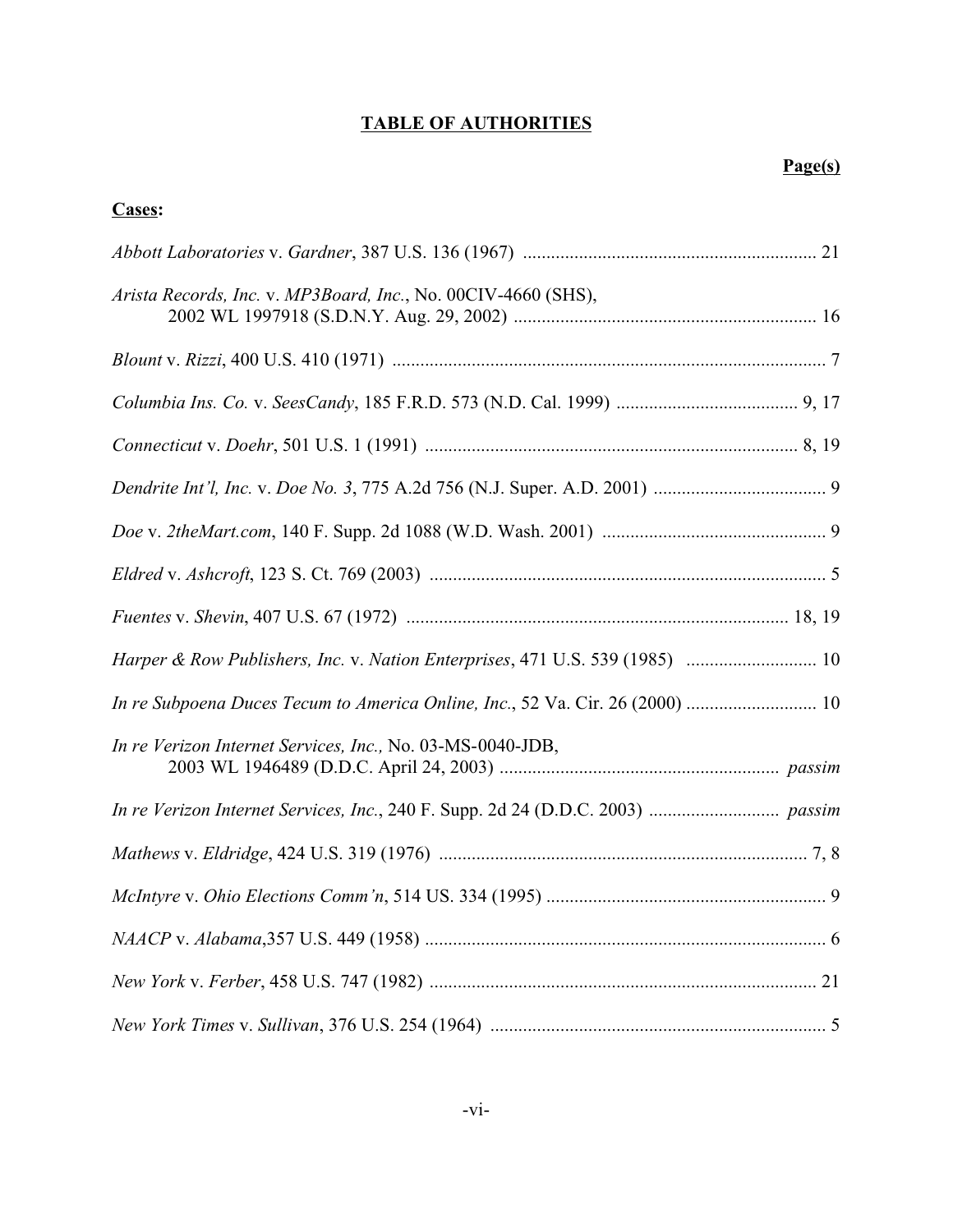# TABLE OF AUTHORITIES

**Page(s)**

**Cases:**

*Abbott Laboratories* v. *Gardner*, 387 U.S. 136 (1967) ............................................................... 21

*Arista Records, Inc.* v. *MP3Board, Inc.*, No. 00CIV-4660 (SHS), 2002 WL 1997918 (S.D.N.Y. Aug. 29, 2002) ................................................................. 16

*Blount* v. *Rizzi*, 400 U.S. 410 (1971) ............................................................................................ 7

*Columbia Ins. Co.* v. *SeesCandy*, 185 F.R.D. 573 (N.D. Cal. 1999) ....................................... 9, 17

*Connecticut* v. *Doehr*, 501 U.S. 1 (1991) ................................................................................ 8, 19

*Dendrite Int'l, Inc.* v. *Doe No. 3*, 775 A.2d 756 (N.J. Super. A.D. 2001) ..................................... 9

*Doe* v. *2theMart.com*, 140 F. Supp. 2d 1088 (W.D. Wash. 2001) ................................................ 9

*Eldred* v. *Ashcroft*, 123 S. Ct. 769 (2003) ..................................................................................... 5

*Fuentes* v. *Shevin*, 407 U.S. 67 (1972) .................................................................................. 18, 19

*Harper & Row Publishers, Inc.* v. *Nation Enterprises*, 471 U.S. 539 (1985) ............................ 10

*In re Subpoena Duces Tecum to America Online, Inc.*, 52 Va. Cir. 26 (2000) ............................ 10

*In re Verizon Internet Services, Inc.,* No. 03-MS-0040-JDB, 2003 WL 1946489 (D.D.C. April 24, 2003) ........................................................... *passim*

*In re Verizon Internet Services, Inc.*, 240 F. Supp. 2d 24 (D.D.C. 2003) ............................ *passim*

*Mathews* v. *Eldridge*, 424 U.S. 319 (1976) ............................................................................... 7, 8

*McIntyre* v. *Ohio Elections Comm'n*, 514 US. 334 (1995) ............................................................ 9

*NAACP* v. *Alabama*,357 U.S. 449 (1958) ...................................................................................... 6

*New York* v. *Ferber*, 458 U.S. 747 (1982) ................................................................................... 21

*New York Times* v. *Sullivan*, 376 U.S. 254 (1964) ........................................................................ 5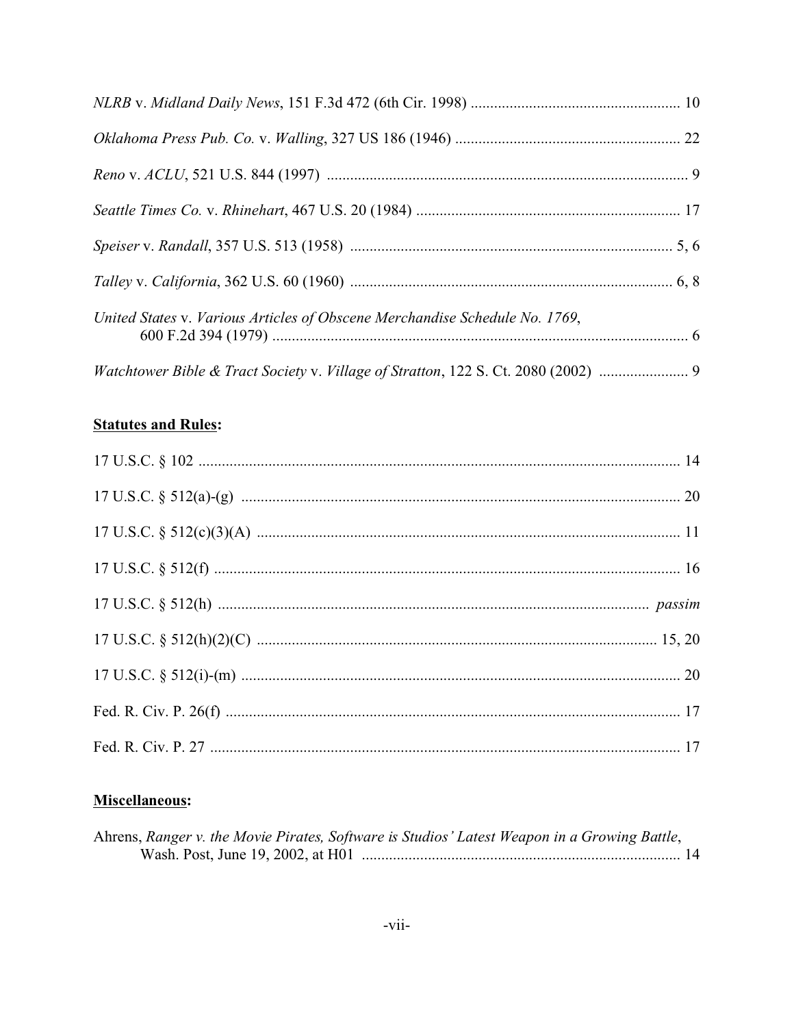*NLRB* v. *Midland Daily News*, 151 F.3d 472 (6th Cir. 1998) ..................................................... 10

*Oklahoma Press Pub. Co.* v. *Walling*, 327 US 186 (1946) .......................................................... 22

*Reno* v. *ACLU*, 521 U.S. 844 (1997) ............................................................................................ 9

*Seattle Times Co.* v. *Rhinehart*, 467 U.S. 20 (1984) .................................................................... 17

*Speiser* v. *Randall*, 357 U.S. 513 (1958) .................................................................................. 5, 6

*Talley* v. *California*, 362 U.S. 60 (1960) .................................................................................. 6, 8

*United States* v. *Various Articles of Obscene Merchandise Schedule No. 1769*,
600 F.2d 394 (1979) .......................................................................................................... 6

*Watchtower Bible & Tract Society* v. *Village of Stratton*, 122 S. Ct. 2080 (2002) ....................... 9

**Statutes and Rules:**

17 U.S.C. § 102 ........................................................................................................................... 14

17 U.S.C. § 512(a)-(g) ................................................................................................................ 20

17 U.S.C. § 512(c)(3)(A) ............................................................................................................ 11

17 U.S.C. § 512(f) ....................................................................................................................... 16

17 U.S.C. § 512(h) ............................................................................................................. *passim*

17 U.S.C. § 512(h)(2)(C) ...................................................................................................... 15, 20

17 U.S.C. § 512(i)-(m) ................................................................................................................ 20

Fed. R. Civ. P. 26(f) .................................................................................................................... 17

Fed. R. Civ. P. 27 ........................................................................................................................ 17

**Miscellaneous:**

Ahrens, *Ranger v. the Movie Pirates, Software is Studios' Latest Weapon in a Growing Battle*,
Wash. Post, June 19, 2002, at H01 .................................................................................. 14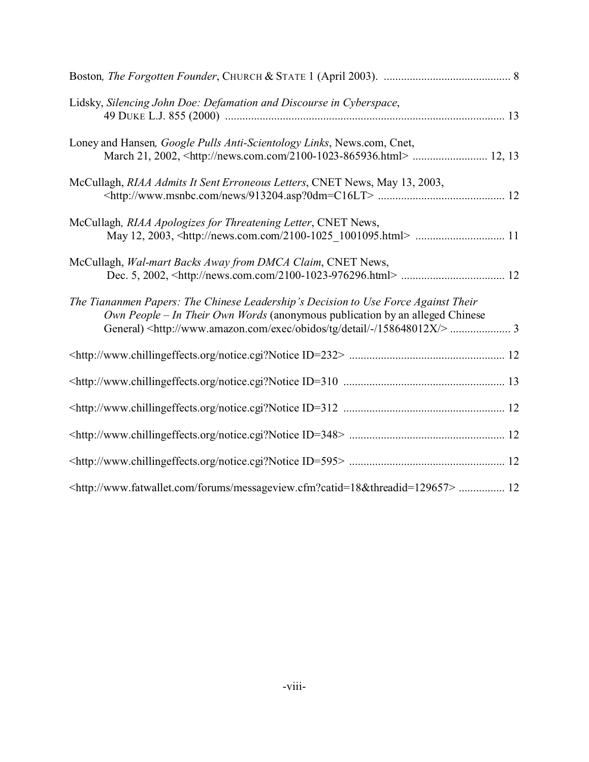Boston*, The Forgotten Founder*, CHURCH & STATE 1 (April 2003). ............................................ 8

Lidsky, *Silencing John Doe: Defamation and Discourse in Cyberspace*, 49 DUKE L.J. 855 (2000) ................................................................................................ 13

Loney and Hansen*, Google Pulls Anti-Scientology Links*, News.com, Cnet, March 21, 2002, <http://news.com.com/2100-1023-865936.html> .......................... 12, 13

McCullagh, *RIAA Admits It Sent Erroneous Letters*, CNET News, May 13, 2003, <http://www.msnbc.com/news/913204.asp?0dm=C16LT> ........................................... 12

McCullagh*, RIAA Apologizes for Threatening Letter*, CNET News, May 12, 2003, <http://news.com.com/2100-1025_1001095.html> ............................... 11

McCullagh, *Wal-mart Backs Away from DMCA Claim*, CNET News, Dec. 5, 2002, <http://news.com.com/2100-1023-976296.html> .................................... 12

*The Tiananmen Papers: The Chinese Leadership's Decision to Use Force Against Their Own People – In Their Own Words* (anonymous publication by an alleged Chinese General) <http://www.amazon.com/exec/obidos/tg/detail/-/158648012X/> ..................... 3

<http://www.chillingeffects.org/notice.cgi?Notice ID=232> ..................................................... 12

<http://www.chillingeffects.org/notice.cgi?Notice ID=310 ....................................................... 13

<http://www.chillingeffects.org/notice.cgi?Notice ID=312 ....................................................... 12

<http://www.chillingeffects.org/notice.cgi?Notice ID=348> ..................................................... 12

<http://www.chillingeffects.org/notice.cgi?Notice ID=595> ..................................................... 12

<http://www.fatwallet.com/forums/messageview.cfm?catid=18&threadid=129657> ................ 12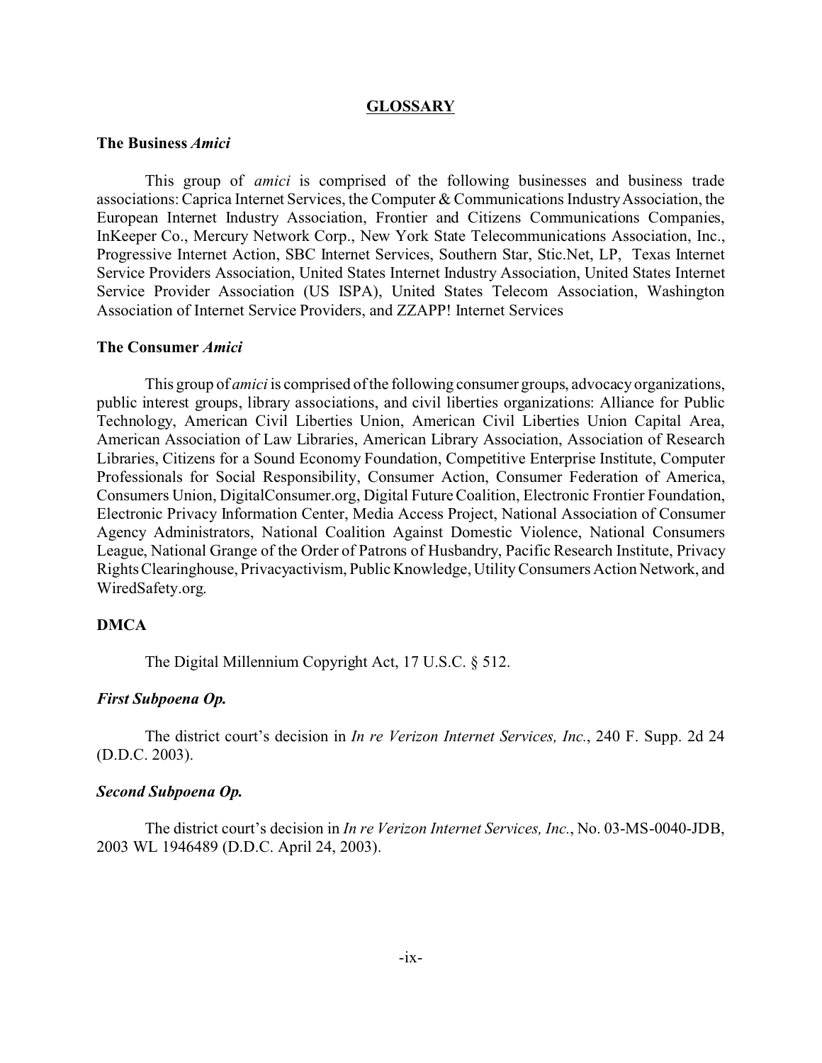## GLOSSARY

**The Business *Amici***

This group of *amici* is comprised of the following businesses and business trade associations: Caprica Internet Services, the Computer & Communications Industry Association, the European Internet Industry Association, Frontier and Citizens Communications Companies, InKeeper Co., Mercury Network Corp., New York State Telecommunications Association, Inc., Progressive Internet Action, SBC Internet Services, Southern Star, Stic.Net, LP, Texas Internet Service Providers Association, United States Internet Industry Association, United States Internet Service Provider Association (US ISPA), United States Telecom Association, Washington Association of Internet Service Providers, and ZZAPP! Internet Services

**The Consumer *Amici***

This group of *amici* is comprised of the following consumer groups, advocacy organizations, public interest groups, library associations, and civil liberties organizations: Alliance for Public Technology, American Civil Liberties Union, American Civil Liberties Union Capital Area, American Association of Law Libraries, American Library Association, Association of Research Libraries, Citizens for a Sound Economy Foundation, Competitive Enterprise Institute, Computer Professionals for Social Responsibility, Consumer Action, Consumer Federation of America, Consumers Union, DigitalConsumer.org, Digital Future Coalition, Electronic Frontier Foundation, Electronic Privacy Information Center, Media Access Project, National Association of Consumer Agency Administrators, National Coalition Against Domestic Violence, National Consumers League, National Grange of the Order of Patrons of Husbandry, Pacific Research Institute, Privacy Rights Clearinghouse, Privacyactivism, Public Knowledge, Utility Consumers Action Network, and WiredSafety.org.

**DMCA**

The Digital Millennium Copyright Act, 17 U.S.C. § 512.

***First Subpoena Op.***

The district court's decision in *In re Verizon Internet Services, Inc.*, 240 F. Supp. 2d 24 (D.D.C. 2003).

***Second Subpoena Op.***

The district court's decision in *In re Verizon Internet Services, Inc.*, No. 03-MS-0040-JDB, 2003 WL 1946489 (D.D.C. April 24, 2003).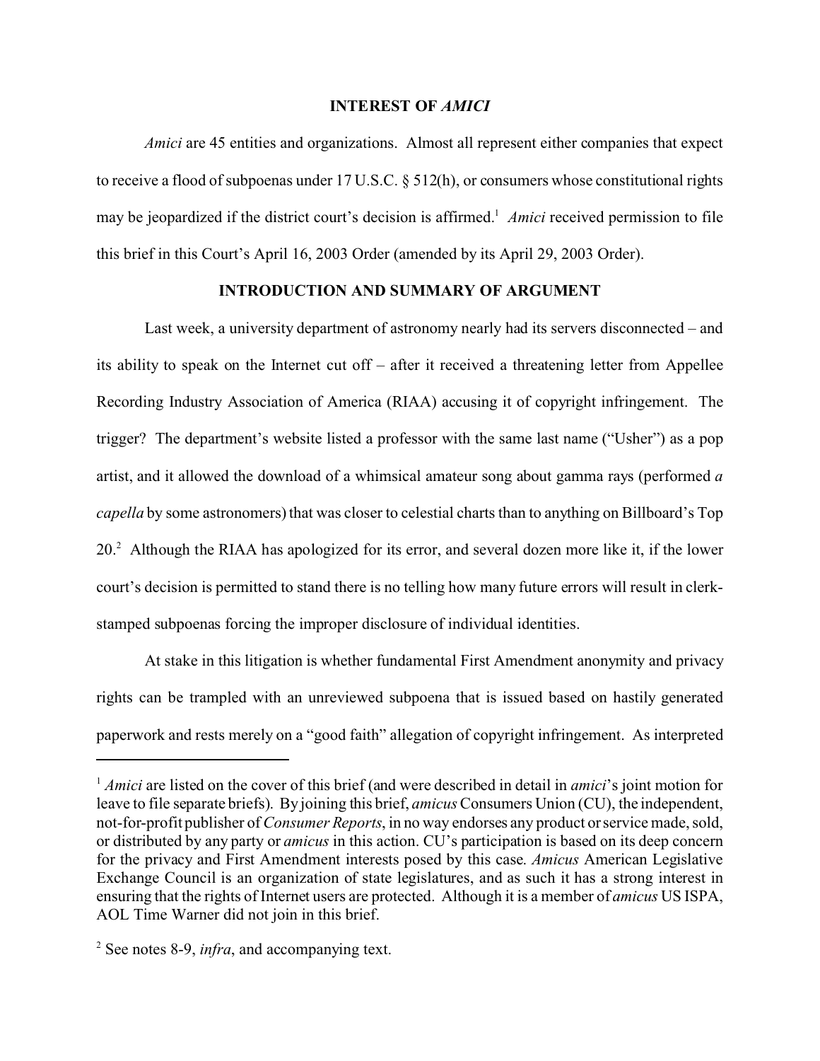## INTEREST OF *AMICI*

*Amici* are 45 entities and organizations. Almost all represent either companies that expect to receive a flood of subpoenas under 17 U.S.C. § 512(h), or consumers whose constitutional rights may be jeopardized if the district court's decision is affirmed.[1] *Amici* received permission to file this brief in this Court's April 16, 2003 Order (amended by its April 29, 2003 Order).

## INTRODUCTION AND SUMMARY OF ARGUMENT

Last week, a university department of astronomy nearly had its servers disconnected – and its ability to speak on the Internet cut off – after it received a threatening letter from Appellee Recording Industry Association of America (RIAA) accusing it of copyright infringement. The trigger? The department's website listed a professor with the same last name ("Usher") as a pop artist, and it allowed the download of a whimsical amateur song about gamma rays (performed *a capella* by some astronomers) that was closer to celestial charts than to anything on Billboard's Top 20.[2] Although the RIAA has apologized for its error, and several dozen more like it, if the lower court's decision is permitted to stand there is no telling how many future errors will result in clerk-stamped subpoenas forcing the improper disclosure of individual identities.

At stake in this litigation is whether fundamental First Amendment anonymity and privacy rights can be trampled with an unreviewed subpoena that is issued based on hastily generated paperwork and rests merely on a "good faith" allegation of copyright infringement. As interpreted

---

[1] *Amici* are listed on the cover of this brief (and were described in detail in *amici*'s joint motion for leave to file separate briefs). By joining this brief, *amicus* Consumers Union (CU), the independent, not-for-profit publisher of *Consumer Reports*, in no way endorses any product or service made, sold, or distributed by any party or *amicus* in this action. CU's participation is based on its deep concern for the privacy and First Amendment interests posed by this case. *Amicus* American Legislative Exchange Council is an organization of state legislatures, and as such it has a strong interest in ensuring that the rights of Internet users are protected. Although it is a member of *amicus* US ISPA, AOL Time Warner did not join in this brief.

[2] See notes 8-9, *infra*, and accompanying text.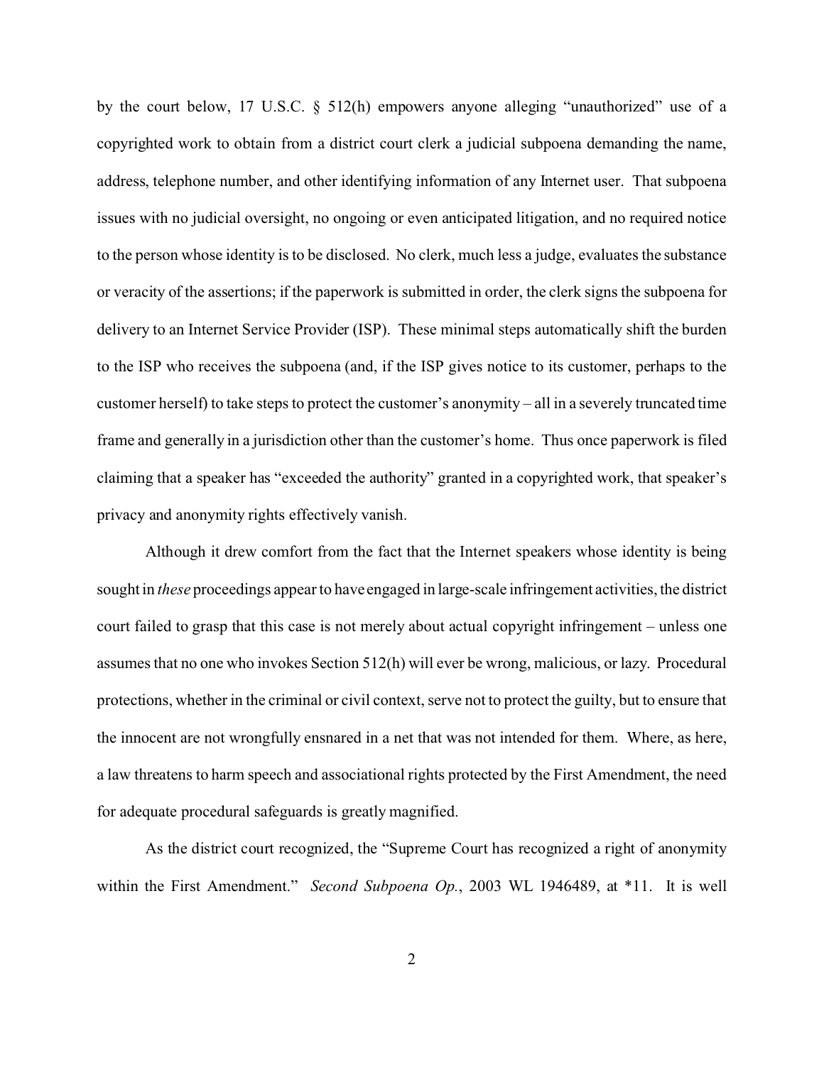by the court below, 17 U.S.C. § 512(h) empowers anyone alleging "unauthorized" use of a copyrighted work to obtain from a district court clerk a judicial subpoena demanding the name, address, telephone number, and other identifying information of any Internet user. That subpoena issues with no judicial oversight, no ongoing or even anticipated litigation, and no required notice to the person whose identity is to be disclosed. No clerk, much less a judge, evaluates the substance or veracity of the assertions; if the paperwork is submitted in order, the clerk signs the subpoena for delivery to an Internet Service Provider (ISP). These minimal steps automatically shift the burden to the ISP who receives the subpoena (and, if the ISP gives notice to its customer, perhaps to the customer herself) to take steps to protect the customer's anonymity – all in a severely truncated time frame and generally in a jurisdiction other than the customer's home. Thus once paperwork is filed claiming that a speaker has "exceeded the authority" granted in a copyrighted work, that speaker's privacy and anonymity rights effectively vanish.

Although it drew comfort from the fact that the Internet speakers whose identity is being sought in *these* proceedings appear to have engaged in large-scale infringement activities, the district court failed to grasp that this case is not merely about actual copyright infringement – unless one assumes that no one who invokes Section 512(h) will ever be wrong, malicious, or lazy. Procedural protections, whether in the criminal or civil context, serve not to protect the guilty, but to ensure that the innocent are not wrongfully ensnared in a net that was not intended for them. Where, as here, a law threatens to harm speech and associational rights protected by the First Amendment, the need for adequate procedural safeguards is greatly magnified.

As the district court recognized, the "Supreme Court has recognized a right of anonymity within the First Amendment." *Second Subpoena Op.*, 2003 WL 1946489, at *11. It is well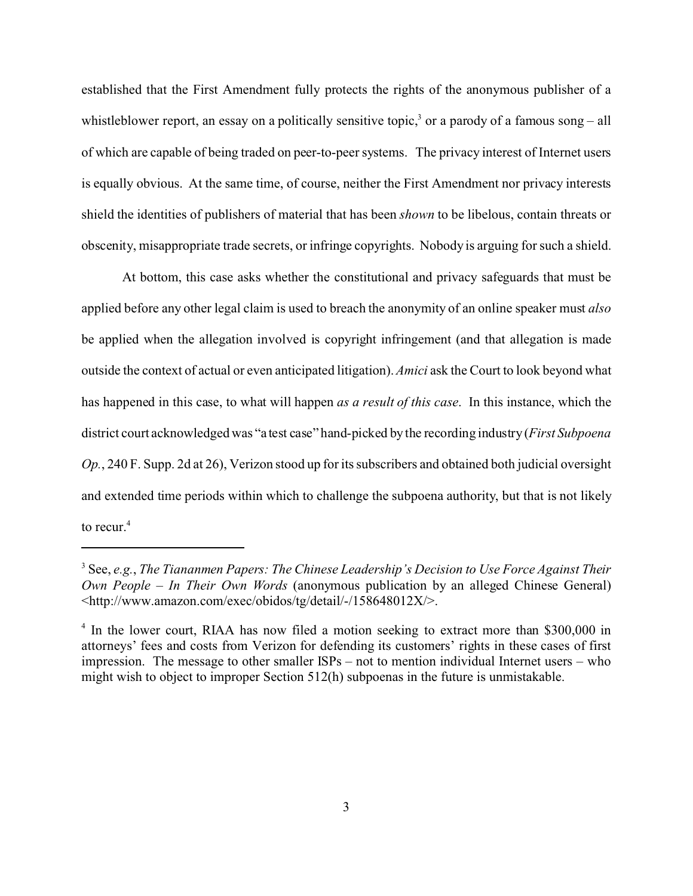established that the First Amendment fully protects the rights of the anonymous publisher of a whistleblower report, an essay on a politically sensitive topic,[3] or a parody of a famous song – all of which are capable of being traded on peer-to-peer systems. The privacy interest of Internet users is equally obvious. At the same time, of course, neither the First Amendment nor privacy interests shield the identities of publishers of material that has been *shown* to be libelous, contain threats or obscenity, misappropriate trade secrets, or infringe copyrights. Nobody is arguing for such a shield.

At bottom, this case asks whether the constitutional and privacy safeguards that must be applied before any other legal claim is used to breach the anonymity of an online speaker must *also* be applied when the allegation involved is copyright infringement (and that allegation is made outside the context of actual or even anticipated litigation). *Amici* ask the Court to look beyond what has happened in this case, to what will happen *as a result of this case*. In this instance, which the district court acknowledged was "a test case" hand-picked by the recording industry (*First Subpoena Op.*, 240 F. Supp. 2d at 26), Verizon stood up for its subscribers and obtained both judicial oversight and extended time periods within which to challenge the subpoena authority, but that is not likely to recur.[4]

---

[3] See, *e.g.*, *The Tiananmen Papers: The Chinese Leadership's Decision to Use Force Against Their Own People – In Their Own Words* (anonymous publication by an alleged Chinese General) <http://www.amazon.com/exec/obidos/tg/detail/-/158648012X/>.

[4] In the lower court, RIAA has now filed a motion seeking to extract more than $300,000 in attorneys' fees and costs from Verizon for defending its customers' rights in these cases of first impression. The message to other smaller ISPs – not to mention individual Internet users – who might wish to object to improper Section 512(h) subpoenas in the future is unmistakable.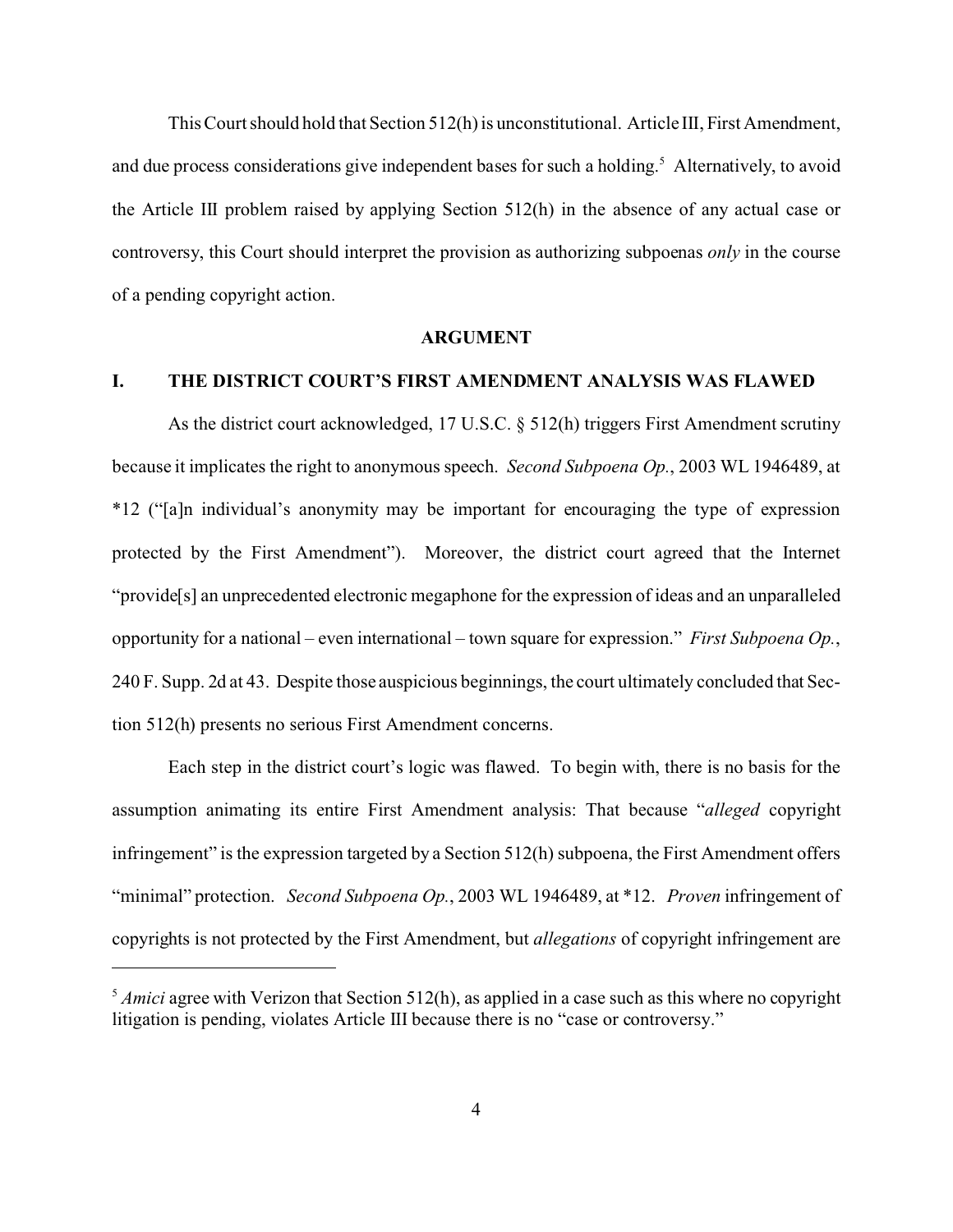This Court should hold that Section 512(h) is unconstitutional. Article III, First Amendment, and due process considerations give independent bases for such a holding.[5] Alternatively, to avoid the Article III problem raised by applying Section 512(h) in the absence of any actual case or controversy, this Court should interpret the provision as authorizing subpoenas *only* in the course of a pending copyright action.

## ARGUMENT

### I. THE DISTRICT COURT'S FIRST AMENDMENT ANALYSIS WAS FLAWED

As the district court acknowledged, 17 U.S.C. § 512(h) triggers First Amendment scrutiny because it implicates the right to anonymous speech. *Second Subpoena Op.*, 2003 WL 1946489, at *12 ("[a]n individual's anonymity may be important for encouraging the type of expression protected by the First Amendment"). Moreover, the district court agreed that the Internet "provide[s] an unprecedented electronic megaphone for the expression of ideas and an unparalleled opportunity for a national – even international – town square for expression." *First Subpoena Op.*, 240 F. Supp. 2d at 43. Despite those auspicious beginnings, the court ultimately concluded that Section 512(h) presents no serious First Amendment concerns.

Each step in the district court's logic was flawed. To begin with, there is no basis for the assumption animating its entire First Amendment analysis: That because "*alleged* copyright infringement" is the expression targeted by a Section 512(h) subpoena, the First Amendment offers "minimal" protection. *Second Subpoena Op.*, 2003 WL 1946489, at *12. *Proven* infringement of copyrights is not protected by the First Amendment, but *allegations* of copyright infringement are

---

[5] *Amici* agree with Verizon that Section 512(h), as applied in a case such as this where no copyright litigation is pending, violates Article III because there is no "case or controversy."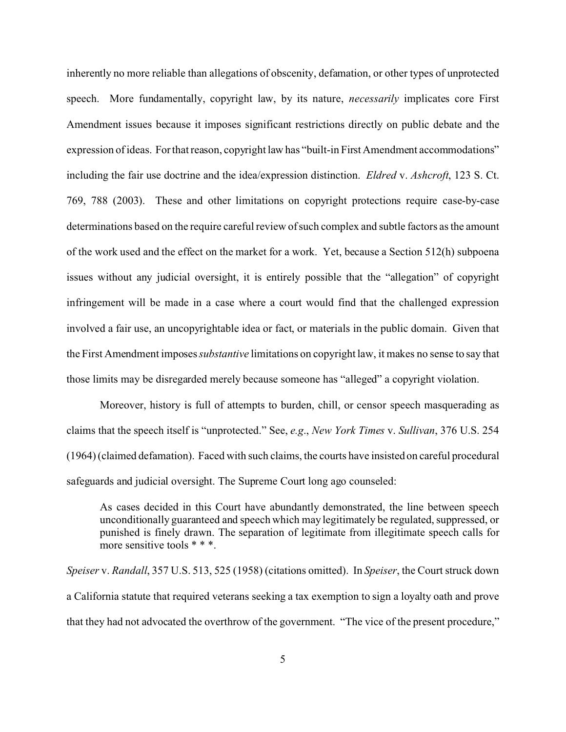inherently no more reliable than allegations of obscenity, defamation, or other types of unprotected speech. More fundamentally, copyright law, by its nature, *necessarily* implicates core First Amendment issues because it imposes significant restrictions directly on public debate and the expression of ideas. For that reason, copyright law has "built-in First Amendment accommodations" including the fair use doctrine and the idea/expression distinction. *Eldred* v. *Ashcroft*, 123 S. Ct. 769, 788 (2003). These and other limitations on copyright protections require case-by-case determinations based on the require careful review of such complex and subtle factors as the amount of the work used and the effect on the market for a work. Yet, because a Section 512(h) subpoena issues without any judicial oversight, it is entirely possible that the "allegation" of copyright infringement will be made in a case where a court would find that the challenged expression involved a fair use, an uncopyrightable idea or fact, or materials in the public domain. Given that the First Amendment imposes *substantive* limitations on copyright law, it makes no sense to say that those limits may be disregarded merely because someone has "alleged" a copyright violation.

Moreover, history is full of attempts to burden, chill, or censor speech masquerading as claims that the speech itself is "unprotected." See, *e.g.*, *New York Times* v. *Sullivan*, 376 U.S. 254 (1964) (claimed defamation). Faced with such claims, the courts have insisted on careful procedural safeguards and judicial oversight. The Supreme Court long ago counseled:

> As cases decided in this Court have abundantly demonstrated, the line between speech unconditionally guaranteed and speech which may legitimately be regulated, suppressed, or punished is finely drawn. The separation of legitimate from illegitimate speech calls for more sensitive tools * * *.

*Speiser* v. *Randall*, 357 U.S. 513, 525 (1958) (citations omitted). In *Speiser*, the Court struck down a California statute that required veterans seeking a tax exemption to sign a loyalty oath and prove that they had not advocated the overthrow of the government. "The vice of the present procedure,"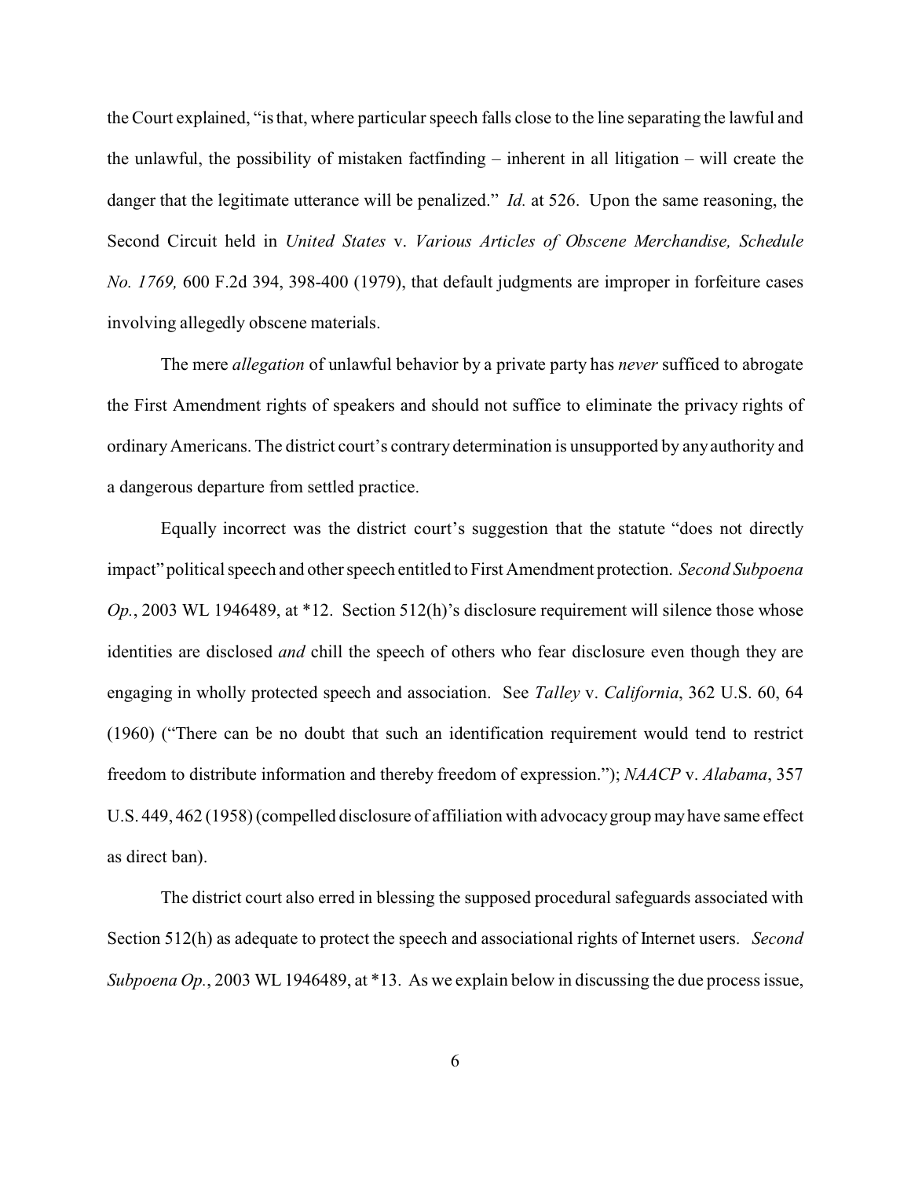the Court explained, "is that, where particular speech falls close to the line separating the lawful and the unlawful, the possibility of mistaken factfinding – inherent in all litigation – will create the danger that the legitimate utterance will be penalized." *Id.* at 526. Upon the same reasoning, the Second Circuit held in *United States* v. *Various Articles of Obscene Merchandise, Schedule No. 1769,* 600 F.2d 394, 398-400 (1979), that default judgments are improper in forfeiture cases involving allegedly obscene materials.

The mere *allegation* of unlawful behavior by a private party has *never* sufficed to abrogate the First Amendment rights of speakers and should not suffice to eliminate the privacy rights of ordinary Americans. The district court's contrary determination is unsupported by any authority and a dangerous departure from settled practice.

Equally incorrect was the district court's suggestion that the statute "does not directly impact" political speech and other speech entitled to First Amendment protection. *Second Subpoena Op.*, 2003 WL 1946489, at *12. Section 512(h)'s disclosure requirement will silence those whose identities are disclosed *and* chill the speech of others who fear disclosure even though they are engaging in wholly protected speech and association. See *Talley* v. *California*, 362 U.S. 60, 64 (1960) ("There can be no doubt that such an identification requirement would tend to restrict freedom to distribute information and thereby freedom of expression."); *NAACP* v. *Alabama*, 357 U.S. 449, 462 (1958) (compelled disclosure of affiliation with advocacy group may have same effect as direct ban).

The district court also erred in blessing the supposed procedural safeguards associated with Section 512(h) as adequate to protect the speech and associational rights of Internet users. *Second Subpoena Op.*, 2003 WL 1946489, at *13. As we explain below in discussing the due process issue,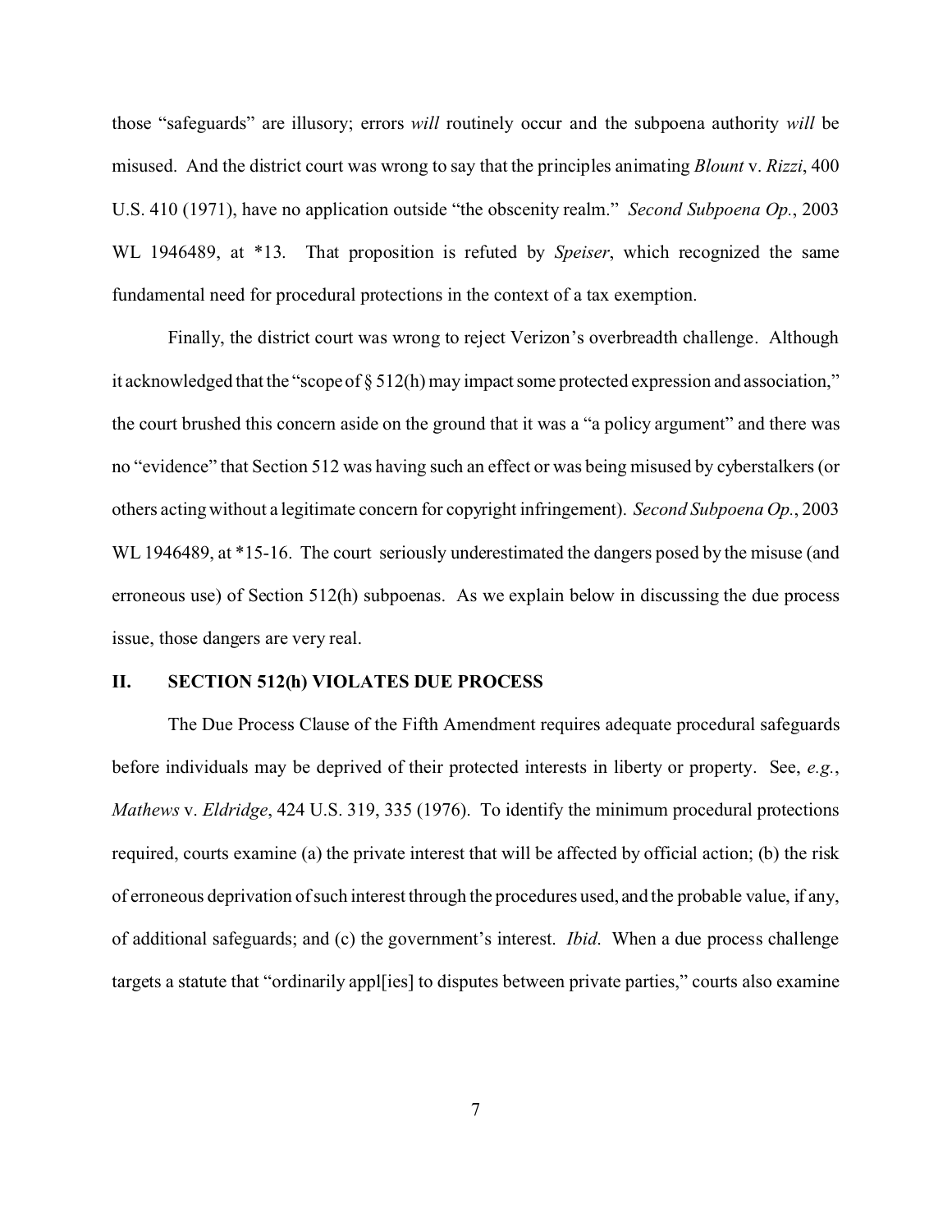those "safeguards" are illusory; errors *will* routinely occur and the subpoena authority *will* be misused. And the district court was wrong to say that the principles animating *Blount* v. *Rizzi*, 400 U.S. 410 (1971), have no application outside "the obscenity realm." *Second Subpoena Op.*, 2003 WL 1946489, at *13. That proposition is refuted by *Speiser*, which recognized the same fundamental need for procedural protections in the context of a tax exemption.

Finally, the district court was wrong to reject Verizon's overbreadth challenge. Although it acknowledged that the "scope of § 512(h) may impact some protected expression and association," the court brushed this concern aside on the ground that it was a "a policy argument" and there was no "evidence" that Section 512 was having such an effect or was being misused by cyberstalkers (or others acting without a legitimate concern for copyright infringement). *Second Subpoena Op.*, 2003 WL 1946489, at *15-16. The court seriously underestimated the dangers posed by the misuse (and erroneous use) of Section 512(h) subpoenas. As we explain below in discussing the due process issue, those dangers are very real.

## II. SECTION 512(h) VIOLATES DUE PROCESS

The Due Process Clause of the Fifth Amendment requires adequate procedural safeguards before individuals may be deprived of their protected interests in liberty or property. See, *e.g.*, *Mathews* v. *Eldridge*, 424 U.S. 319, 335 (1976). To identify the minimum procedural protections required, courts examine (a) the private interest that will be affected by official action; (b) the risk of erroneous deprivation of such interest through the procedures used, and the probable value, if any, of additional safeguards; and (c) the government's interest. *Ibid*. When a due process challenge targets a statute that "ordinarily appl[ies] to disputes between private parties," courts also examine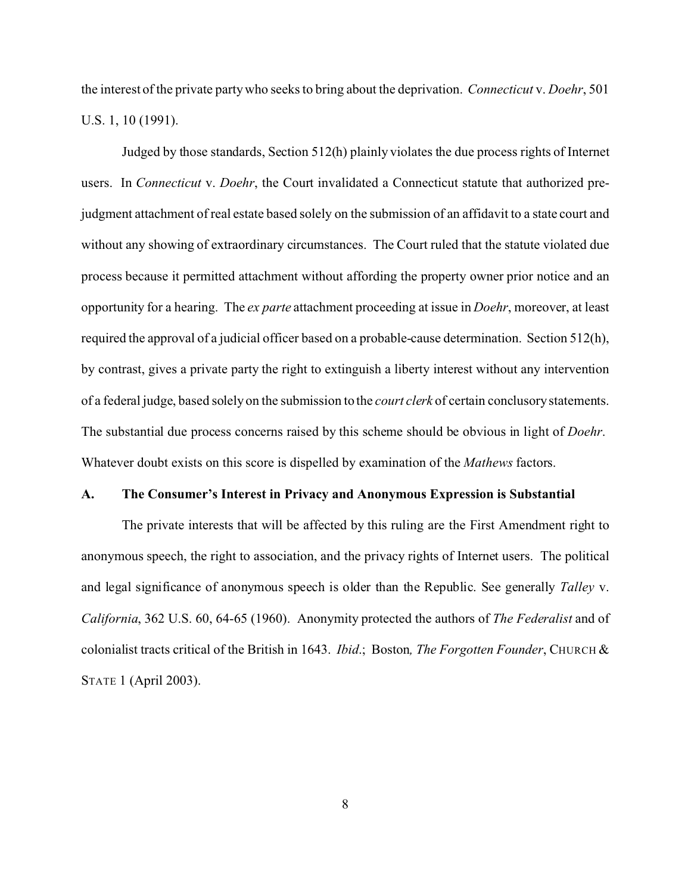the interest of the private party who seeks to bring about the deprivation. *Connecticut* v. *Doehr*, 501 U.S. 1, 10 (1991).

Judged by those standards, Section 512(h) plainly violates the due process rights of Internet users. In *Connecticut* v. *Doehr*, the Court invalidated a Connecticut statute that authorized pre-judgment attachment of real estate based solely on the submission of an affidavit to a state court and without any showing of extraordinary circumstances. The Court ruled that the statute violated due process because it permitted attachment without affording the property owner prior notice and an opportunity for a hearing. The *ex parte* attachment proceeding at issue in *Doehr*, moreover, at least required the approval of a judicial officer based on a probable-cause determination. Section 512(h), by contrast, gives a private party the right to extinguish a liberty interest without any intervention of a federal judge, based solely on the submission to the *court clerk* of certain conclusory statements. The substantial due process concerns raised by this scheme should be obvious in light of *Doehr*. Whatever doubt exists on this score is dispelled by examination of the *Mathews* factors.

### A. The Consumer's Interest in Privacy and Anonymous Expression is Substantial

The private interests that will be affected by this ruling are the First Amendment right to anonymous speech, the right to association, and the privacy rights of Internet users. The political and legal significance of anonymous speech is older than the Republic. See generally *Talley* v. *California*, 362 U.S. 60, 64-65 (1960). Anonymity protected the authors of *The Federalist* and of colonialist tracts critical of the British in 1643. *Ibid*.; Boston, *The Forgotten Founder*, CHURCH & STATE 1 (April 2003).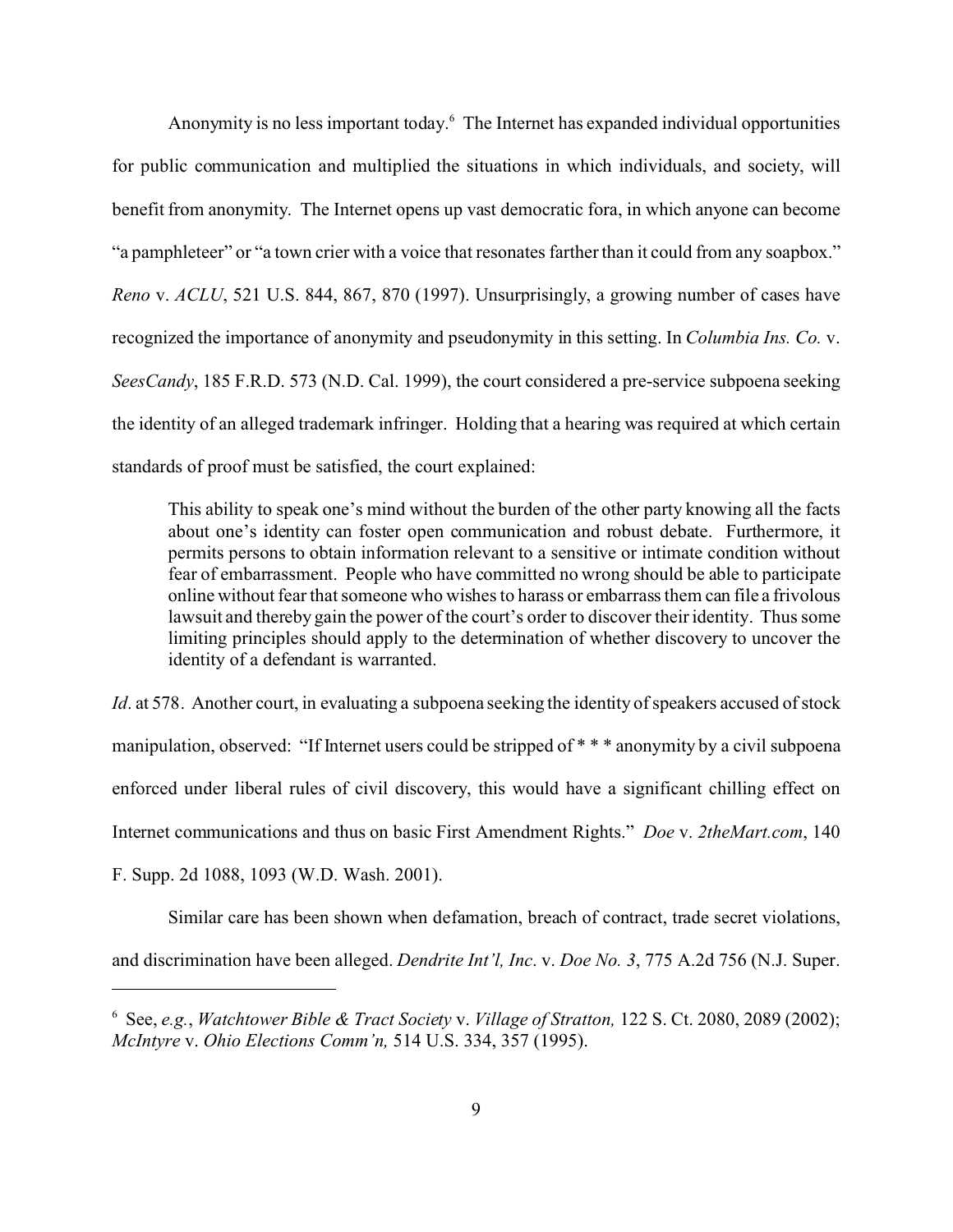Anonymity is no less important today.[6] The Internet has expanded individual opportunities for public communication and multiplied the situations in which individuals, and society, will benefit from anonymity. The Internet opens up vast democratic fora, in which anyone can become "a pamphleteer" or "a town crier with a voice that resonates farther than it could from any soapbox." *Reno* v. *ACLU*, 521 U.S. 844, 867, 870 (1997). Unsurprisingly, a growing number of cases have recognized the importance of anonymity and pseudonymity in this setting. In *Columbia Ins. Co.* v. *SeesCandy*, 185 F.R.D. 573 (N.D. Cal. 1999), the court considered a pre-service subpoena seeking the identity of an alleged trademark infringer. Holding that a hearing was required at which certain standards of proof must be satisfied, the court explained:

> This ability to speak one's mind without the burden of the other party knowing all the facts about one's identity can foster open communication and robust debate. Furthermore, it permits persons to obtain information relevant to a sensitive or intimate condition without fear of embarrassment. People who have committed no wrong should be able to participate online without fear that someone who wishes to harass or embarrass them can file a frivolous lawsuit and thereby gain the power of the court's order to discover their identity. Thus some limiting principles should apply to the determination of whether discovery to uncover the identity of a defendant is warranted.

*Id*. at 578. Another court, in evaluating a subpoena seeking the identity of speakers accused of stock manipulation, observed: "If Internet users could be stripped of * * * anonymity by a civil subpoena enforced under liberal rules of civil discovery, this would have a significant chilling effect on Internet communications and thus on basic First Amendment Rights." *Doe* v. *2theMart.com*, 140 F. Supp. 2d 1088, 1093 (W.D. Wash. 2001).

Similar care has been shown when defamation, breach of contract, trade secret violations, and discrimination have been alleged. *Dendrite Int'l, Inc*. v. *Doe No. 3*, 775 A.2d 756 (N.J. Super.

---

[6] See, *e.g.*, *Watchtower Bible & Tract Society* v. *Village of Stratton,* 122 S. Ct. 2080, 2089 (2002); *McIntyre* v. *Ohio Elections Comm'n,* 514 U.S. 334, 357 (1995).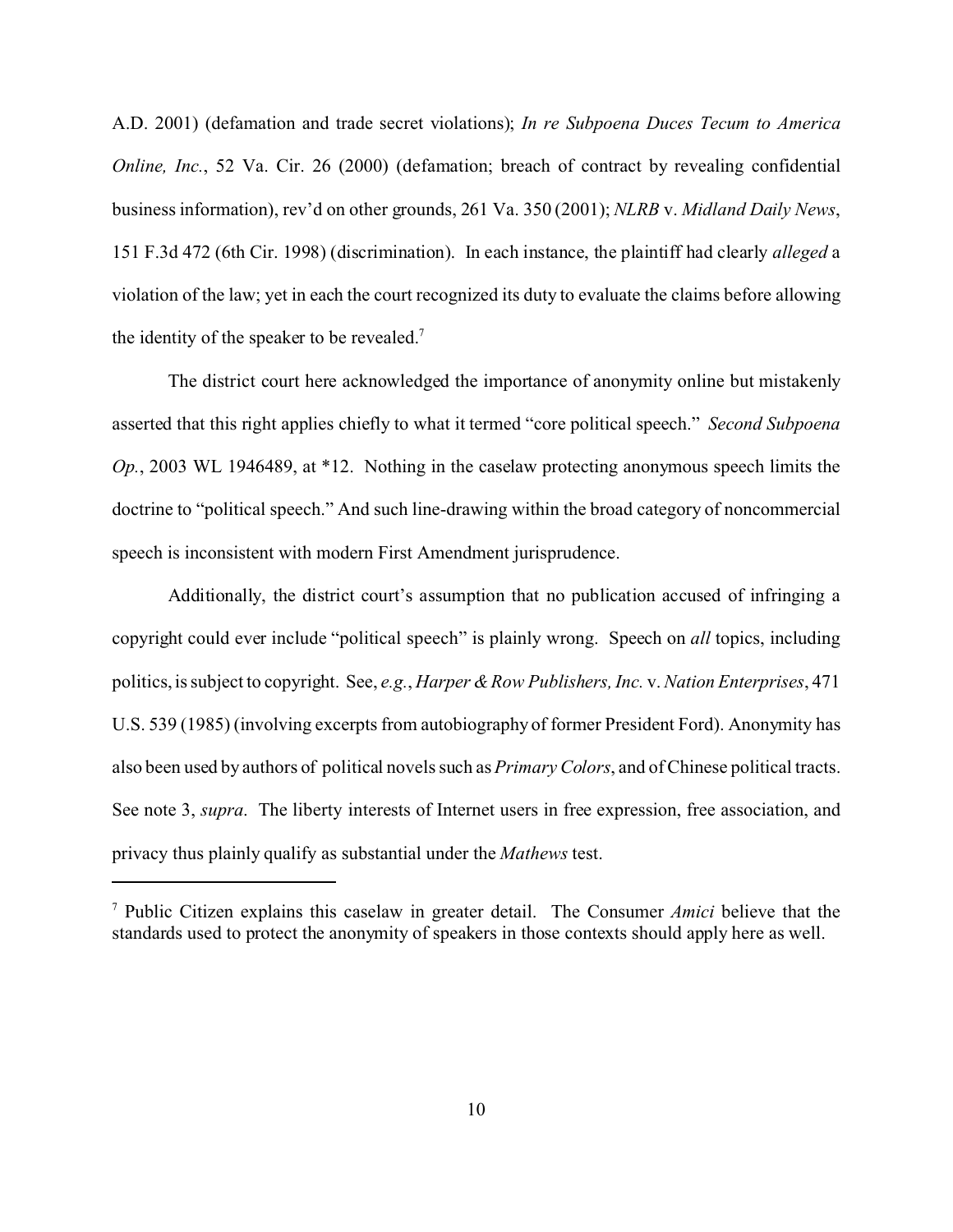A.D. 2001) (defamation and trade secret violations); *In re Subpoena Duces Tecum to America Online, Inc.*, 52 Va. Cir. 26 (2000) (defamation; breach of contract by revealing confidential business information), rev'd on other grounds, 261 Va. 350 (2001); *NLRB* v. *Midland Daily News*, 151 F.3d 472 (6th Cir. 1998) (discrimination). In each instance, the plaintiff had clearly *alleged* a violation of the law; yet in each the court recognized its duty to evaluate the claims before allowing the identity of the speaker to be revealed.[7]

The district court here acknowledged the importance of anonymity online but mistakenly asserted that this right applies chiefly to what it termed "core political speech." *Second Subpoena Op.*, 2003 WL 1946489, at *12. Nothing in the caselaw protecting anonymous speech limits the doctrine to "political speech." And such line-drawing within the broad category of noncommercial speech is inconsistent with modern First Amendment jurisprudence.

Additionally, the district court's assumption that no publication accused of infringing a copyright could ever include "political speech" is plainly wrong. Speech on *all* topics, including politics, is subject to copyright. See, *e.g.*, *Harper & Row Publishers, Inc.* v. *Nation Enterprises*, 471 U.S. 539 (1985) (involving excerpts from autobiography of former President Ford). Anonymity has also been used by authors of political novels such as *Primary Colors*, and of Chinese political tracts. See note 3, *supra*. The liberty interests of Internet users in free expression, free association, and privacy thus plainly qualify as substantial under the *Mathews* test.

---

[7] Public Citizen explains this caselaw in greater detail. The Consumer *Amici* believe that the standards used to protect the anonymity of speakers in those contexts should apply here as well.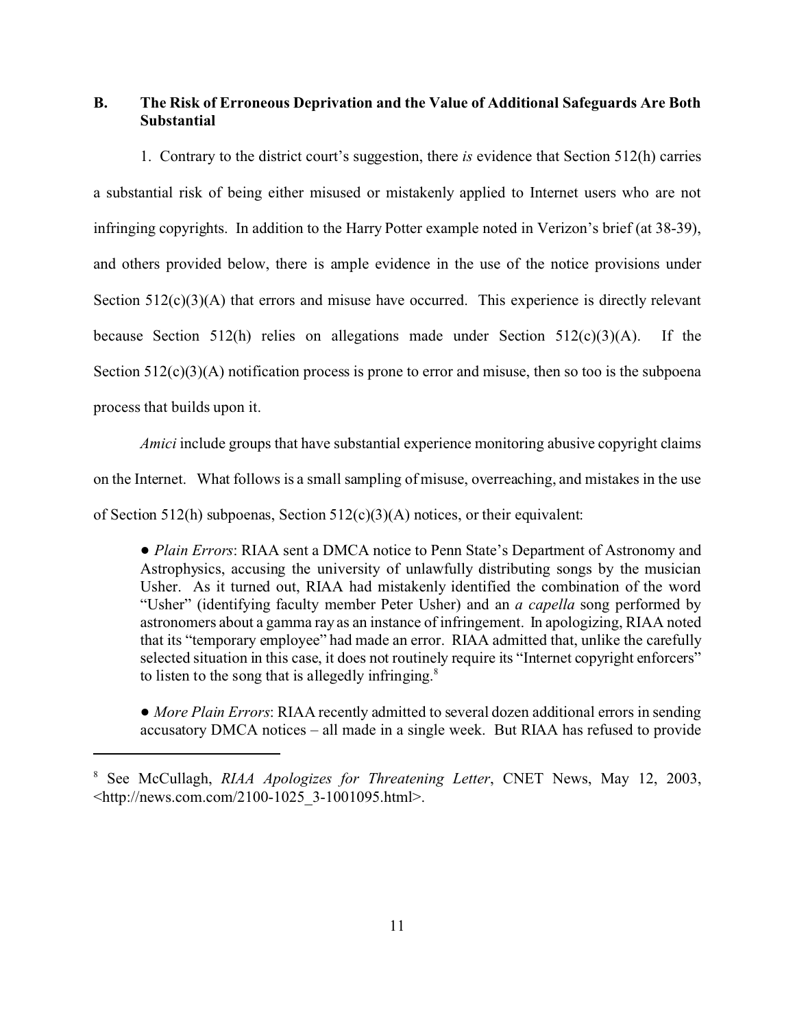### B. The Risk of Erroneous Deprivation and the Value of Additional Safeguards Are Both Substantial

1. Contrary to the district court's suggestion, there *is* evidence that Section 512(h) carries a substantial risk of being either misused or mistakenly applied to Internet users who are not infringing copyrights. In addition to the Harry Potter example noted in Verizon's brief (at 38-39), and others provided below, there is ample evidence in the use of the notice provisions under Section 512(c)(3)(A) that errors and misuse have occurred. This experience is directly relevant because Section 512(h) relies on allegations made under Section 512(c)(3)(A). If the Section 512(c)(3)(A) notification process is prone to error and misuse, then so too is the subpoena process that builds upon it.

*Amici* include groups that have substantial experience monitoring abusive copyright claims on the Internet. What follows is a small sampling of misuse, overreaching, and mistakes in the use of Section 512(h) subpoenas, Section 512(c)(3)(A) notices, or their equivalent:

> ● *Plain Errors*: RIAA sent a DMCA notice to Penn State's Department of Astronomy and Astrophysics, accusing the university of unlawfully distributing songs by the musician Usher. As it turned out, RIAA had mistakenly identified the combination of the word "Usher" (identifying faculty member Peter Usher) and an *a capella* song performed by astronomers about a gamma ray as an instance of infringement. In apologizing, RIAA noted that its "temporary employee" had made an error. RIAA admitted that, unlike the carefully selected situation in this case, it does not routinely require its "Internet copyright enforcers" to listen to the song that is allegedly infringing.[8]
>
> ● *More Plain Errors*: RIAA recently admitted to several dozen additional errors in sending accusatory DMCA notices – all made in a single week. But RIAA has refused to provide

---

[8] See McCullagh, *RIAA Apologizes for Threatening Letter*, CNET News, May 12, 2003, <http://news.com.com/2100-1025_3-1001095.html>.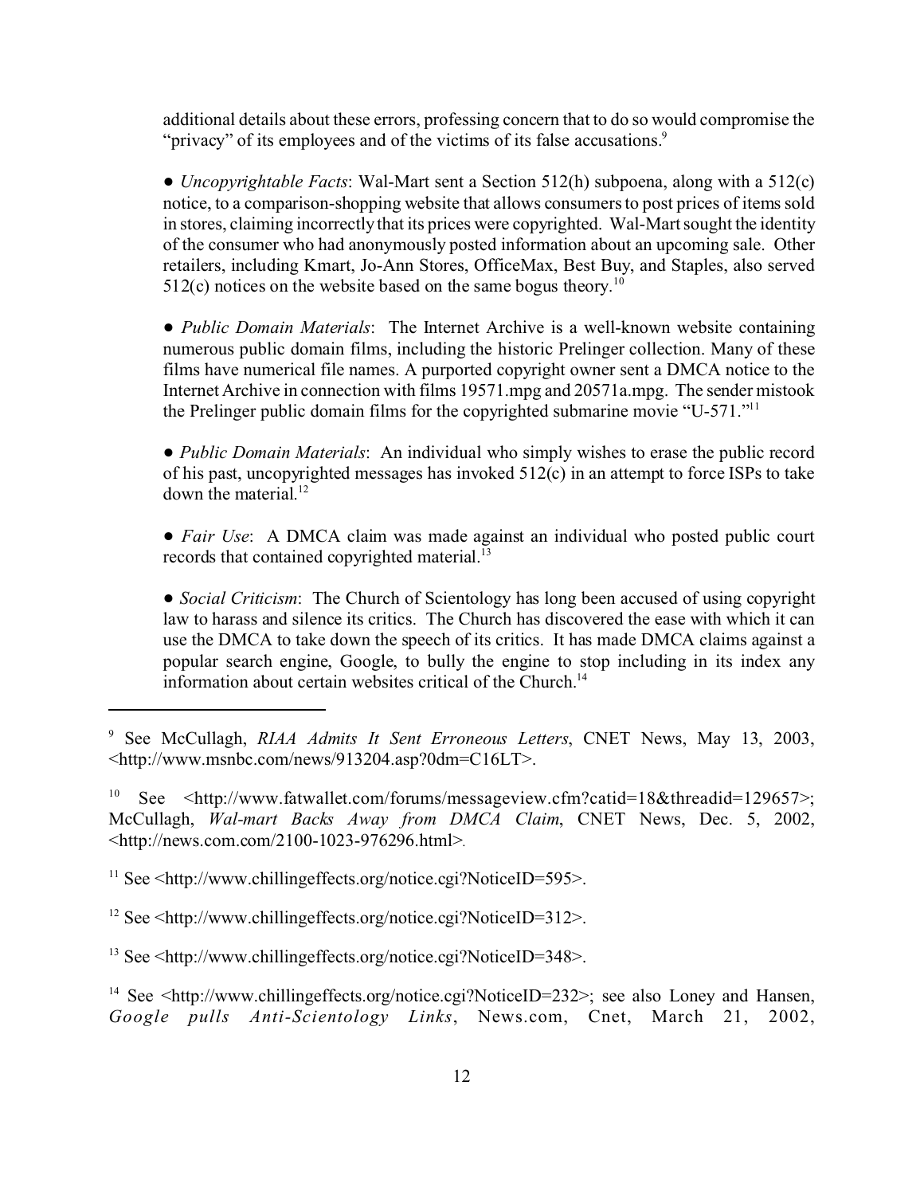additional details about these errors, professing concern that to do so would compromise the "privacy" of its employees and of the victims of its false accusations.[9]

● *Uncopyrightable Facts*: Wal-Mart sent a Section 512(h) subpoena, along with a 512(c) notice, to a comparison-shopping website that allows consumers to post prices of items sold in stores, claiming incorrectly that its prices were copyrighted. Wal-Mart sought the identity of the consumer who had anonymously posted information about an upcoming sale. Other retailers, including Kmart, Jo-Ann Stores, OfficeMax, Best Buy, and Staples, also served 512(c) notices on the website based on the same bogus theory.[10]

● *Public Domain Materials*: The Internet Archive is a well-known website containing numerous public domain films, including the historic Prelinger collection. Many of these films have numerical file names. A purported copyright owner sent a DMCA notice to the Internet Archive in connection with films 19571.mpg and 20571a.mpg. The sender mistook the Prelinger public domain films for the copyrighted submarine movie "U-571."[11]

● *Public Domain Materials*: An individual who simply wishes to erase the public record of his past, uncopyrighted messages has invoked 512(c) in an attempt to force ISPs to take down the material.[12]

● *Fair Use*: A DMCA claim was made against an individual who posted public court records that contained copyrighted material.[13]

● *Social Criticism*: The Church of Scientology has long been accused of using copyright law to harass and silence its critics. The Church has discovered the ease with which it can use the DMCA to take down the speech of its critics. It has made DMCA claims against a popular search engine, Google, to bully the engine to stop including in its index any information about certain websites critical of the Church.[14]

---

[9] See McCullagh, *RIAA Admits It Sent Erroneous Letters*, CNET News, May 13, 2003, <http://www.msnbc.com/news/913204.asp?0dm=C16LT>.

[10] See <http://www.fatwallet.com/forums/messageview.cfm?catid=18&threadid=129657>; McCullagh, *Wal-mart Backs Away from DMCA Claim*, CNET News, Dec. 5, 2002, <http://news.com.com/2100-1023-976296.html>.

[11] See <http://www.chillingeffects.org/notice.cgi?NoticeID=595>.

[12] See <http://www.chillingeffects.org/notice.cgi?NoticeID=312>.

[13] See <http://www.chillingeffects.org/notice.cgi?NoticeID=348>.

[14] See <http://www.chillingeffects.org/notice.cgi?NoticeID=232>; see also Loney and Hansen, *Google pulls Anti-Scientology Links*, News.com, Cnet, March 21, 2002,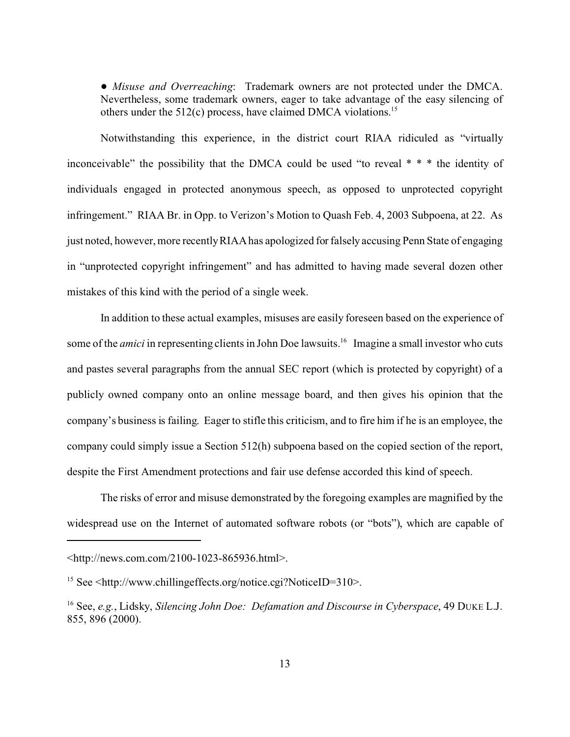● *Misuse and Overreaching*: Trademark owners are not protected under the DMCA. Nevertheless, some trademark owners, eager to take advantage of the easy silencing of others under the 512(c) process, have claimed DMCA violations.[15]

Notwithstanding this experience, in the district court RIAA ridiculed as "virtually inconceivable" the possibility that the DMCA could be used "to reveal * * * the identity of individuals engaged in protected anonymous speech, as opposed to unprotected copyright infringement." RIAA Br. in Opp. to Verizon's Motion to Quash Feb. 4, 2003 Subpoena, at 22. As just noted, however, more recently RIAA has apologized for falsely accusing Penn State of engaging in "unprotected copyright infringement" and has admitted to having made several dozen other mistakes of this kind with the period of a single week.

In addition to these actual examples, misuses are easily foreseen based on the experience of some of the *amici* in representing clients in John Doe lawsuits.[16] Imagine a small investor who cuts and pastes several paragraphs from the annual SEC report (which is protected by copyright) of a publicly owned company onto an online message board, and then gives his opinion that the company's business is failing. Eager to stifle this criticism, and to fire him if he is an employee, the company could simply issue a Section 512(h) subpoena based on the copied section of the report, despite the First Amendment protections and fair use defense accorded this kind of speech.

The risks of error and misuse demonstrated by the foregoing examples are magnified by the widespread use on the Internet of automated software robots (or "bots"), which are capable of

---

<http://news.com.com/2100-1023-865936.html>.

[15] See <http://www.chillingeffects.org/notice.cgi?NoticeID=310>.

[16] See, *e.g.*, Lidsky, *Silencing John Doe: Defamation and Discourse in Cyberspace*, 49 DUKE L.J. 855, 896 (2000).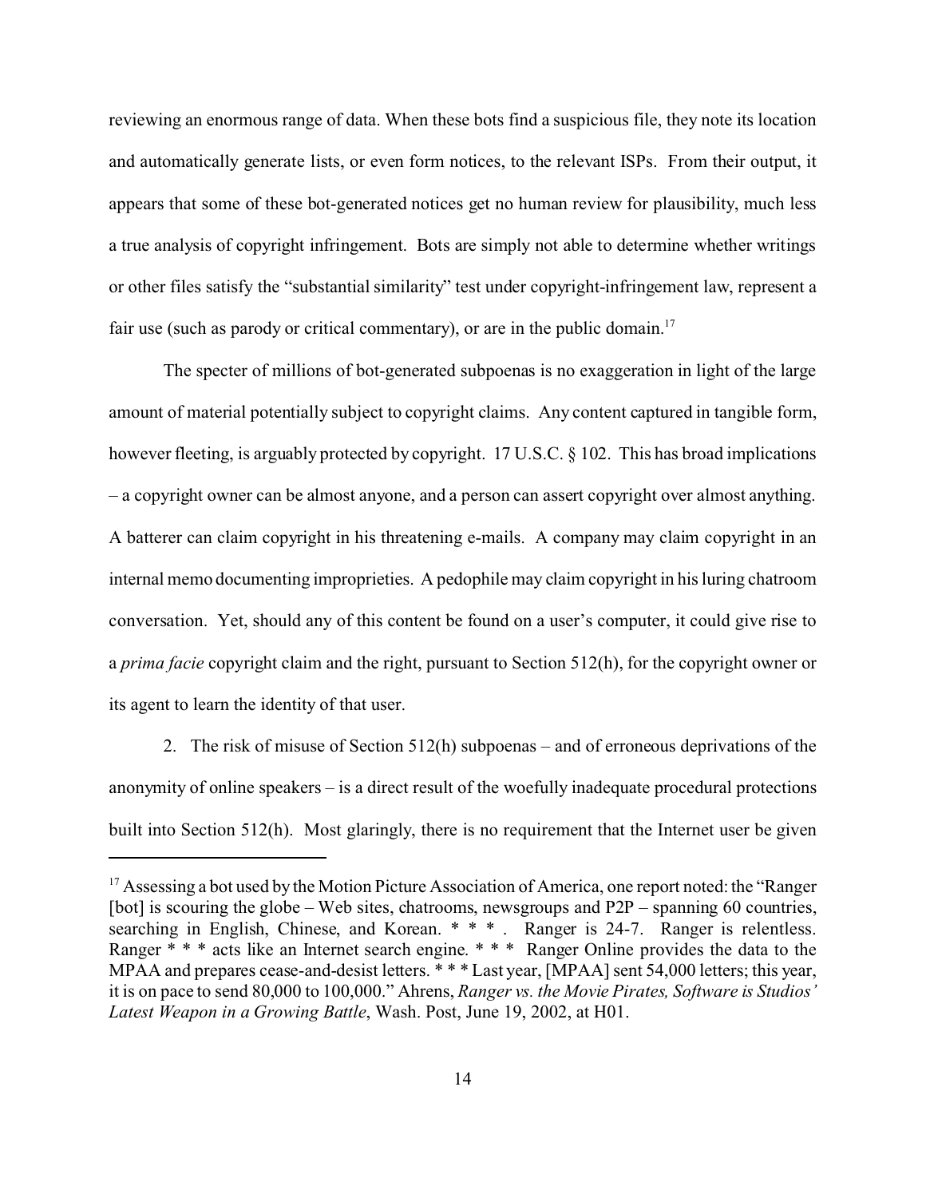reviewing an enormous range of data. When these bots find a suspicious file, they note its location and automatically generate lists, or even form notices, to the relevant ISPs. From their output, it appears that some of these bot-generated notices get no human review for plausibility, much less a true analysis of copyright infringement. Bots are simply not able to determine whether writings or other files satisfy the "substantial similarity" test under copyright-infringement law, represent a fair use (such as parody or critical commentary), or are in the public domain.[17]

The specter of millions of bot-generated subpoenas is no exaggeration in light of the large amount of material potentially subject to copyright claims. Any content captured in tangible form, however fleeting, is arguably protected by copyright. 17 U.S.C. § 102. This has broad implications – a copyright owner can be almost anyone, and a person can assert copyright over almost anything. A batterer can claim copyright in his threatening e-mails. A company may claim copyright in an internal memo documenting improprieties. A pedophile may claim copyright in his luring chatroom conversation. Yet, should any of this content be found on a user's computer, it could give rise to a *prima facie* copyright claim and the right, pursuant to Section 512(h), for the copyright owner or its agent to learn the identity of that user.

2. The risk of misuse of Section 512(h) subpoenas – and of erroneous deprivations of the anonymity of online speakers – is a direct result of the woefully inadequate procedural protections built into Section 512(h). Most glaringly, there is no requirement that the Internet user be given

---

[17] Assessing a bot used by the Motion Picture Association of America, one report noted: the "Ranger [bot] is scouring the globe – Web sites, chatrooms, newsgroups and P2P – spanning 60 countries, searching in English, Chinese, and Korean. * * * . Ranger is 24-7. Ranger is relentless. Ranger * * * acts like an Internet search engine. * * * Ranger Online provides the data to the MPAA and prepares cease-and-desist letters. * * * Last year, [MPAA] sent 54,000 letters; this year, it is on pace to send 80,000 to 100,000." Ahrens, *Ranger vs. the Movie Pirates, Software is Studios' Latest Weapon in a Growing Battle*, Wash. Post, June 19, 2002, at H01.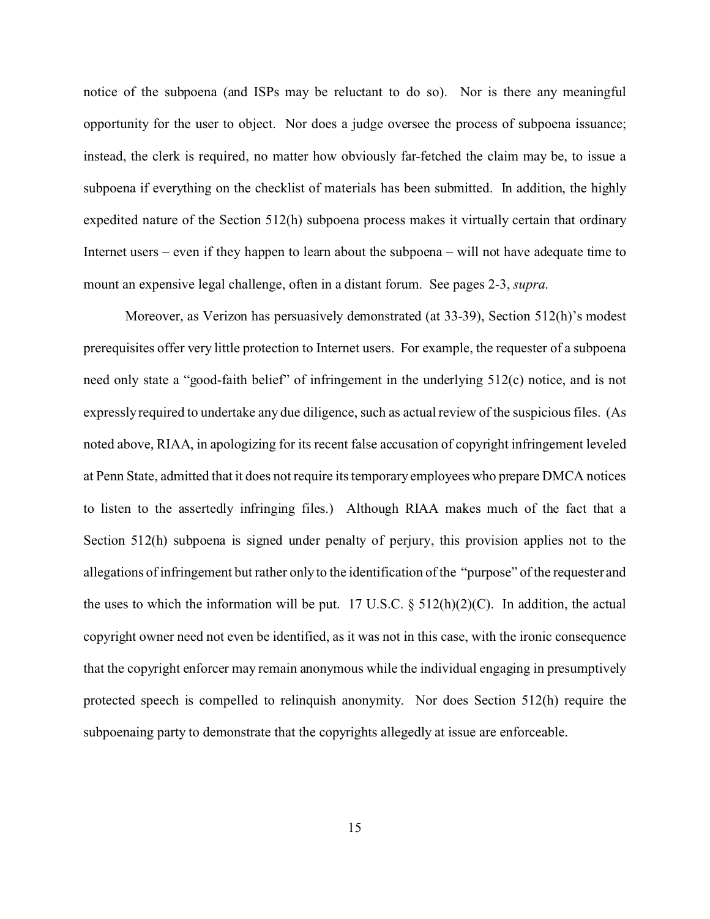notice of the subpoena (and ISPs may be reluctant to do so). Nor is there any meaningful opportunity for the user to object. Nor does a judge oversee the process of subpoena issuance; instead, the clerk is required, no matter how obviously far-fetched the claim may be, to issue a subpoena if everything on the checklist of materials has been submitted. In addition, the highly expedited nature of the Section 512(h) subpoena process makes it virtually certain that ordinary Internet users – even if they happen to learn about the subpoena – will not have adequate time to mount an expensive legal challenge, often in a distant forum. See pages 2-3, *supra*.

Moreover, as Verizon has persuasively demonstrated (at 33-39), Section 512(h)'s modest prerequisites offer very little protection to Internet users. For example, the requester of a subpoena need only state a "good-faith belief" of infringement in the underlying 512(c) notice, and is not expressly required to undertake any due diligence, such as actual review of the suspicious files. (As noted above, RIAA, in apologizing for its recent false accusation of copyright infringement leveled at Penn State, admitted that it does not require its temporary employees who prepare DMCA notices to listen to the assertedly infringing files.) Although RIAA makes much of the fact that a Section 512(h) subpoena is signed under penalty of perjury, this provision applies not to the allegations of infringement but rather only to the identification of the "purpose" of the requester and the uses to which the information will be put. 17 U.S.C. § 512(h)(2)(C). In addition, the actual copyright owner need not even be identified, as it was not in this case, with the ironic consequence that the copyright enforcer may remain anonymous while the individual engaging in presumptively protected speech is compelled to relinquish anonymity. Nor does Section 512(h) require the subpoenaing party to demonstrate that the copyrights allegedly at issue are enforceable.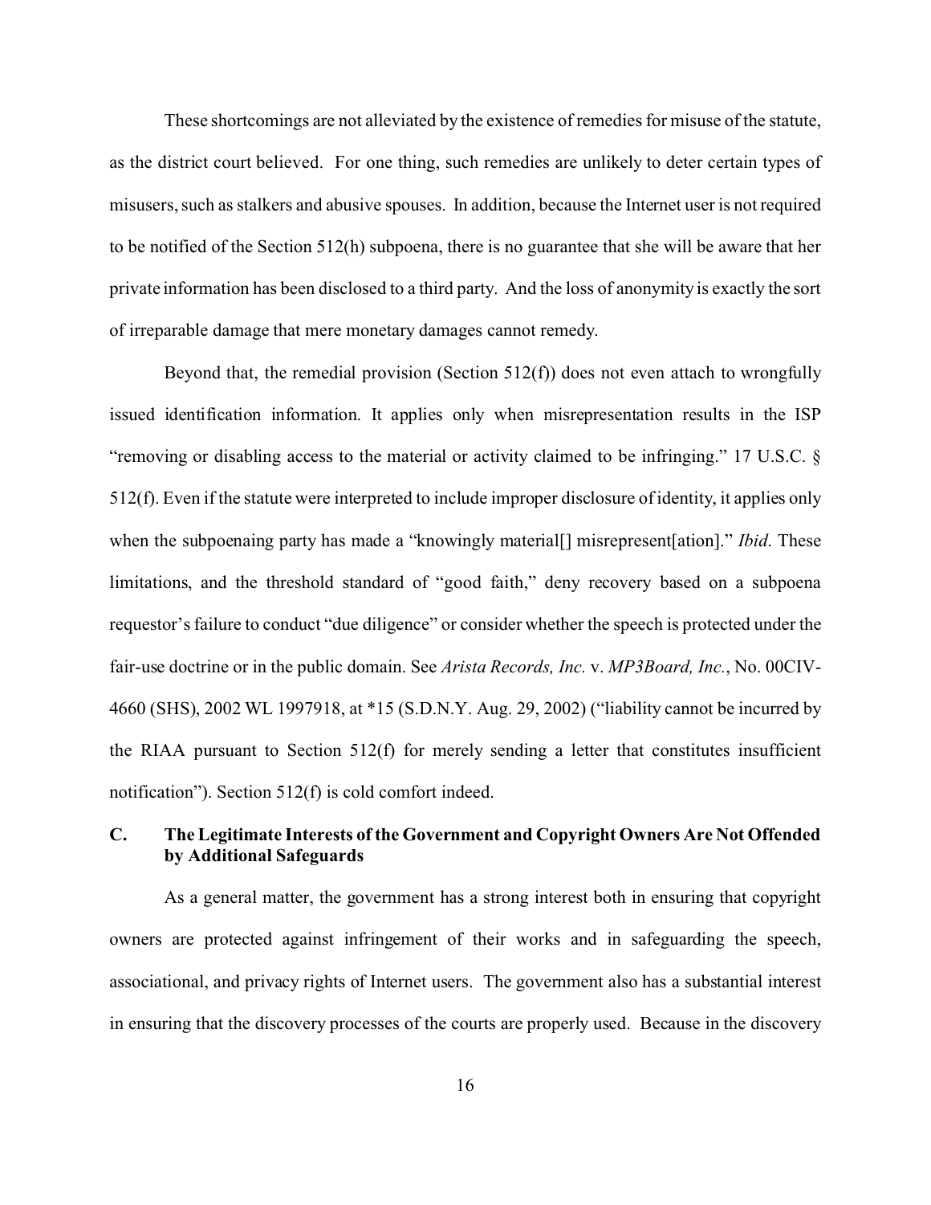These shortcomings are not alleviated by the existence of remedies for misuse of the statute, as the district court believed. For one thing, such remedies are unlikely to deter certain types of misusers, such as stalkers and abusive spouses. In addition, because the Internet user is not required to be notified of the Section 512(h) subpoena, there is no guarantee that she will be aware that her private information has been disclosed to a third party. And the loss of anonymity is exactly the sort of irreparable damage that mere monetary damages cannot remedy.

Beyond that, the remedial provision (Section 512(f)) does not even attach to wrongfully issued identification information. It applies only when misrepresentation results in the ISP "removing or disabling access to the material or activity claimed to be infringing." 17 U.S.C. § 512(f). Even if the statute were interpreted to include improper disclosure of identity, it applies only when the subpoenaing party has made a "knowingly material[] misrepresent[ation]." *Ibid*. These limitations, and the threshold standard of "good faith," deny recovery based on a subpoena requestor's failure to conduct "due diligence" or consider whether the speech is protected under the fair-use doctrine or in the public domain. See *Arista Records, Inc.* v. *MP3Board, Inc.*, No. 00CIV-4660 (SHS), 2002 WL 1997918, at *15 (S.D.N.Y. Aug. 29, 2002) ("liability cannot be incurred by the RIAA pursuant to Section 512(f) for merely sending a letter that constitutes insufficient notification"). Section 512(f) is cold comfort indeed.

### C. The Legitimate Interests of the Government and Copyright Owners Are Not Offended by Additional Safeguards

As a general matter, the government has a strong interest both in ensuring that copyright owners are protected against infringement of their works and in safeguarding the speech, associational, and privacy rights of Internet users. The government also has a substantial interest in ensuring that the discovery processes of the courts are properly used. Because in the discovery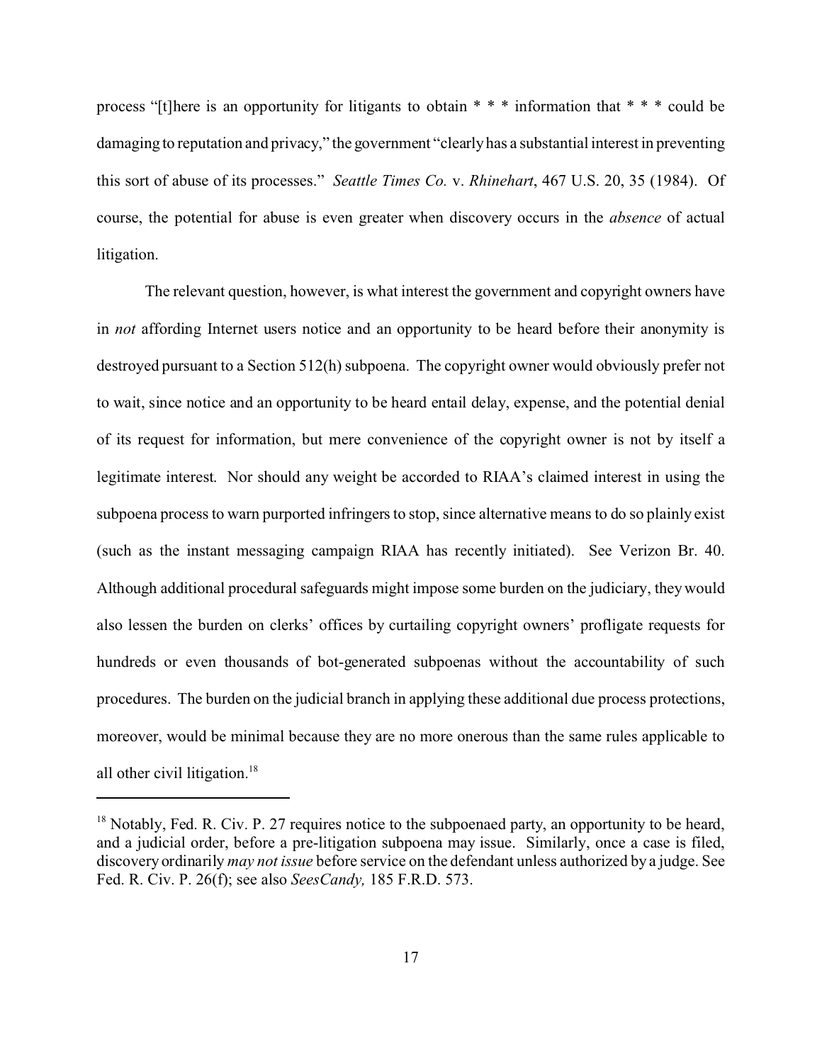process "[t]here is an opportunity for litigants to obtain * * * information that * * * could be damaging to reputation and privacy," the government "clearly has a substantial interest in preventing this sort of abuse of its processes." *Seattle Times Co.* v. *Rhinehart*, 467 U.S. 20, 35 (1984). Of course, the potential for abuse is even greater when discovery occurs in the *absence* of actual litigation.

The relevant question, however, is what interest the government and copyright owners have in *not* affording Internet users notice and an opportunity to be heard before their anonymity is destroyed pursuant to a Section 512(h) subpoena. The copyright owner would obviously prefer not to wait, since notice and an opportunity to be heard entail delay, expense, and the potential denial of its request for information, but mere convenience of the copyright owner is not by itself a legitimate interest. Nor should any weight be accorded to RIAA's claimed interest in using the subpoena process to warn purported infringers to stop, since alternative means to do so plainly exist (such as the instant messaging campaign RIAA has recently initiated). See Verizon Br. 40. Although additional procedural safeguards might impose some burden on the judiciary, they would also lessen the burden on clerks' offices by curtailing copyright owners' profligate requests for hundreds or even thousands of bot-generated subpoenas without the accountability of such procedures. The burden on the judicial branch in applying these additional due process protections, moreover, would be minimal because they are no more onerous than the same rules applicable to all other civil litigation.[18]

---

[18] Notably, Fed. R. Civ. P. 27 requires notice to the subpoenaed party, an opportunity to be heard, and a judicial order, before a pre-litigation subpoena may issue. Similarly, once a case is filed, discovery ordinarily *may not issue* before service on the defendant unless authorized by a judge. See Fed. R. Civ. P. 26(f); see also *SeesCandy,* 185 F.R.D. 573.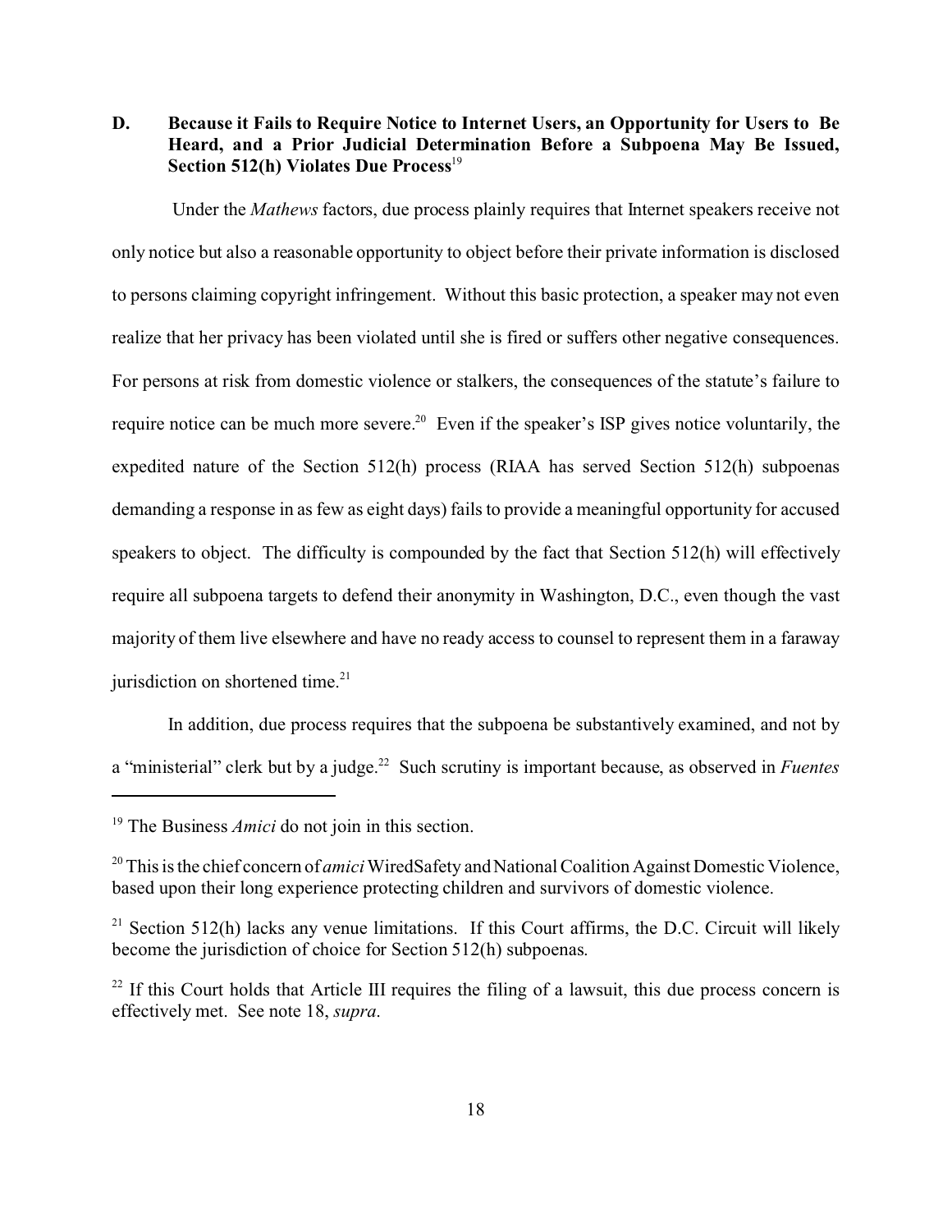### D. Because it Fails to Require Notice to Internet Users, an Opportunity for Users to Be Heard, and a Prior Judicial Determination Before a Subpoena May Be Issued, Section 512(h) Violates Due Process[19]

Under the *Mathews* factors, due process plainly requires that Internet speakers receive not only notice but also a reasonable opportunity to object before their private information is disclosed to persons claiming copyright infringement. Without this basic protection, a speaker may not even realize that her privacy has been violated until she is fired or suffers other negative consequences. For persons at risk from domestic violence or stalkers, the consequences of the statute's failure to require notice can be much more severe.[20] Even if the speaker's ISP gives notice voluntarily, the expedited nature of the Section 512(h) process (RIAA has served Section 512(h) subpoenas demanding a response in as few as eight days) fails to provide a meaningful opportunity for accused speakers to object. The difficulty is compounded by the fact that Section 512(h) will effectively require all subpoena targets to defend their anonymity in Washington, D.C., even though the vast majority of them live elsewhere and have no ready access to counsel to represent them in a faraway jurisdiction on shortened time.[21]

In addition, due process requires that the subpoena be substantively examined, and not by a "ministerial" clerk but by a judge.[22] Such scrutiny is important because, as observed in *Fuentes*

---

[19] The Business *Amici* do not join in this section.

[20] This is the chief concern of *amici* WiredSafety and National Coalition Against Domestic Violence, based upon their long experience protecting children and survivors of domestic violence.

[21] Section 512(h) lacks any venue limitations. If this Court affirms, the D.C. Circuit will likely become the jurisdiction of choice for Section 512(h) subpoenas.

[22] If this Court holds that Article III requires the filing of a lawsuit, this due process concern is effectively met. See note 18, *supra*.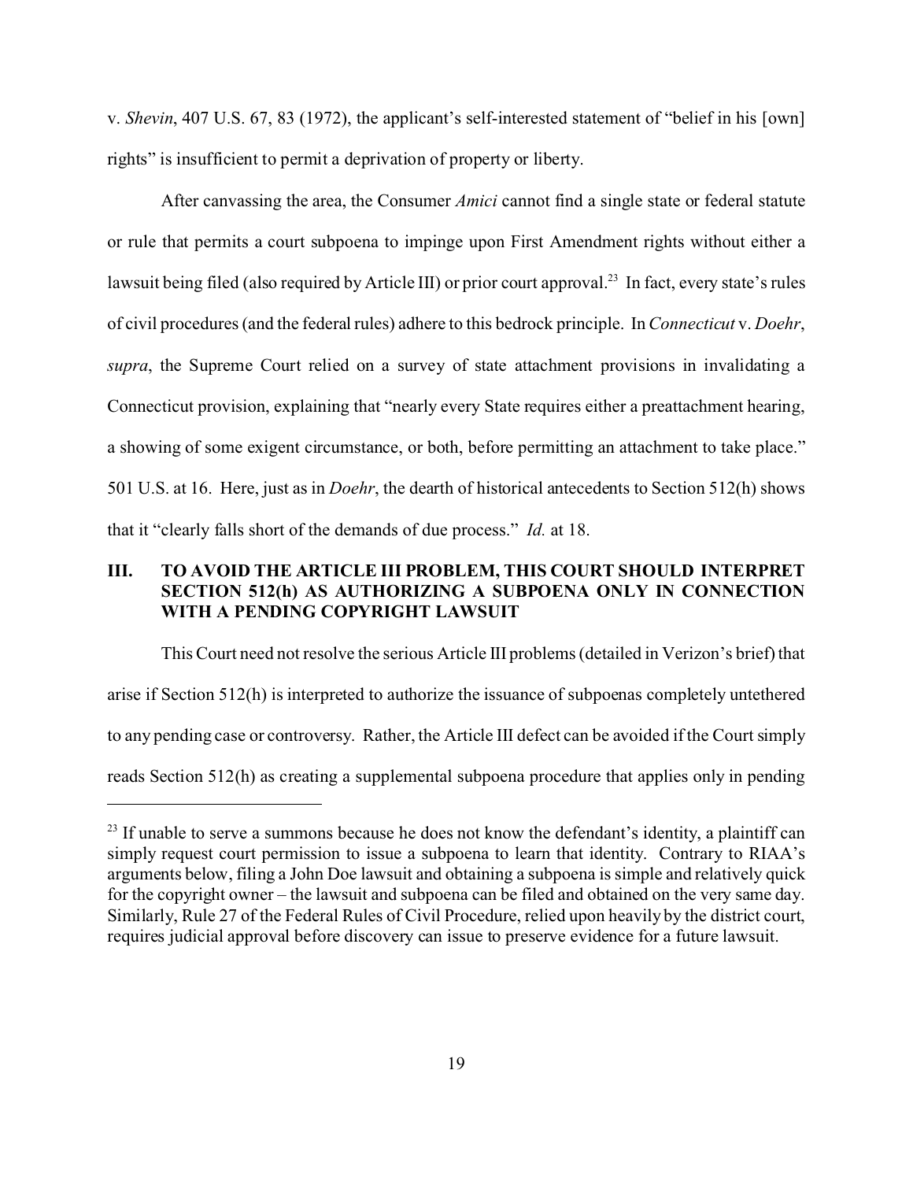v. *Shevin*, 407 U.S. 67, 83 (1972), the applicant's self-interested statement of "belief in his [own] rights" is insufficient to permit a deprivation of property or liberty.

After canvassing the area, the Consumer *Amici* cannot find a single state or federal statute or rule that permits a court subpoena to impinge upon First Amendment rights without either a lawsuit being filed (also required by Article III) or prior court approval.[23] In fact, every state's rules of civil procedures (and the federal rules) adhere to this bedrock principle. In *Connecticut* v. *Doehr*, *supra*, the Supreme Court relied on a survey of state attachment provisions in invalidating a Connecticut provision, explaining that "nearly every State requires either a preattachment hearing, a showing of some exigent circumstance, or both, before permitting an attachment to take place." 501 U.S. at 16. Here, just as in *Doehr*, the dearth of historical antecedents to Section 512(h) shows that it "clearly falls short of the demands of due process." *Id.* at 18.

## III. TO AVOID THE ARTICLE III PROBLEM, THIS COURT SHOULD INTERPRET SECTION 512(h) AS AUTHORIZING A SUBPOENA ONLY IN CONNECTION WITH A PENDING COPYRIGHT LAWSUIT

This Court need not resolve the serious Article III problems (detailed in Verizon's brief) that arise if Section 512(h) is interpreted to authorize the issuance of subpoenas completely untethered to any pending case or controversy. Rather, the Article III defect can be avoided if the Court simply reads Section 512(h) as creating a supplemental subpoena procedure that applies only in pending

---

[23] If unable to serve a summons because he does not know the defendant's identity, a plaintiff can simply request court permission to issue a subpoena to learn that identity. Contrary to RIAA's arguments below, filing a John Doe lawsuit and obtaining a subpoena is simple and relatively quick for the copyright owner – the lawsuit and subpoena can be filed and obtained on the very same day. Similarly, Rule 27 of the Federal Rules of Civil Procedure, relied upon heavily by the district court, requires judicial approval before discovery can issue to preserve evidence for a future lawsuit.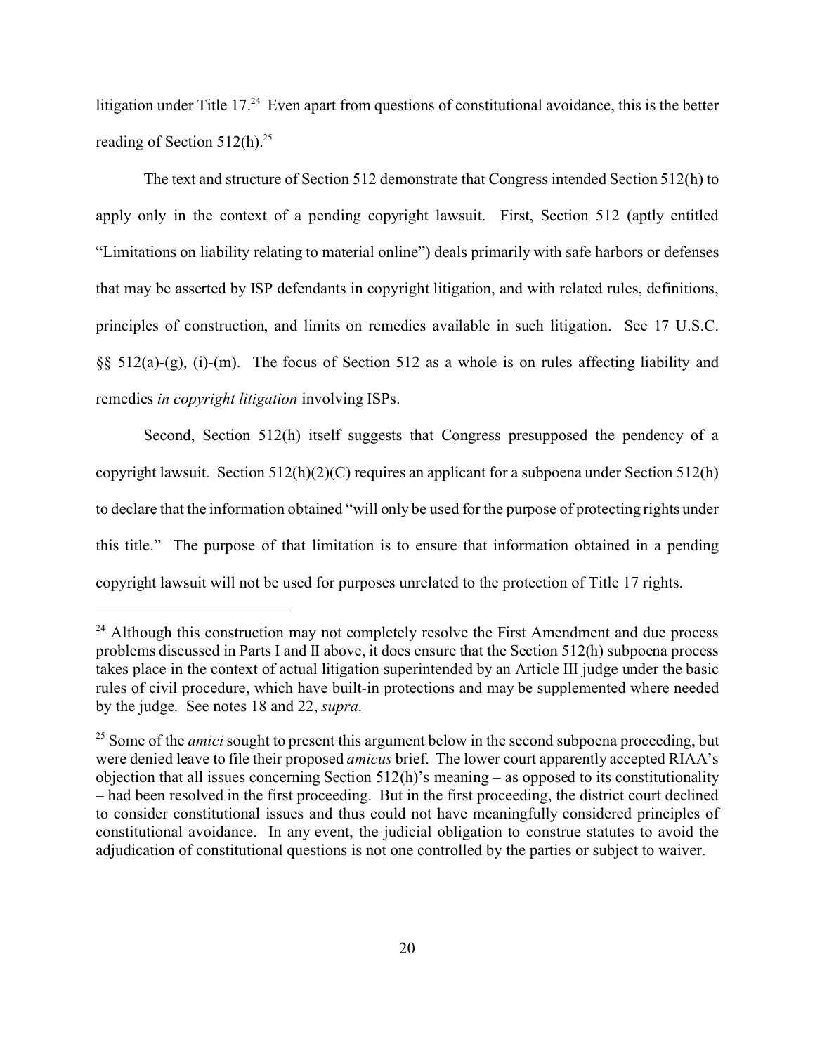litigation under Title 17.[24] Even apart from questions of constitutional avoidance, this is the better reading of Section 512(h).[25]

The text and structure of Section 512 demonstrate that Congress intended Section 512(h) to apply only in the context of a pending copyright lawsuit. First, Section 512 (aptly entitled "Limitations on liability relating to material online") deals primarily with safe harbors or defenses that may be asserted by ISP defendants in copyright litigation, and with related rules, definitions, principles of construction, and limits on remedies available in such litigation. See 17 U.S.C. §§ 512(a)-(g), (i)-(m). The focus of Section 512 as a whole is on rules affecting liability and remedies *in copyright litigation* involving ISPs.

Second, Section 512(h) itself suggests that Congress presupposed the pendency of a copyright lawsuit. Section 512(h)(2)(C) requires an applicant for a subpoena under Section 512(h) to declare that the information obtained "will only be used for the purpose of protecting rights under this title." The purpose of that limitation is to ensure that information obtained in a pending copyright lawsuit will not be used for purposes unrelated to the protection of Title 17 rights.

---

[24] Although this construction may not completely resolve the First Amendment and due process problems discussed in Parts I and II above, it does ensure that the Section 512(h) subpoena process takes place in the context of actual litigation superintended by an Article III judge under the basic rules of civil procedure, which have built-in protections and may be supplemented where needed by the judge. See notes 18 and 22, *supra*.

[25] Some of the *amici* sought to present this argument below in the second subpoena proceeding, but were denied leave to file their proposed *amicus* brief. The lower court apparently accepted RIAA's objection that all issues concerning Section 512(h)'s meaning – as opposed to its constitutionality – had been resolved in the first proceeding. But in the first proceeding, the district court declined to consider constitutional issues and thus could not have meaningfully considered principles of constitutional avoidance. In any event, the judicial obligation to construe statutes to avoid the adjudication of constitutional questions is not one controlled by the parties or subject to waiver.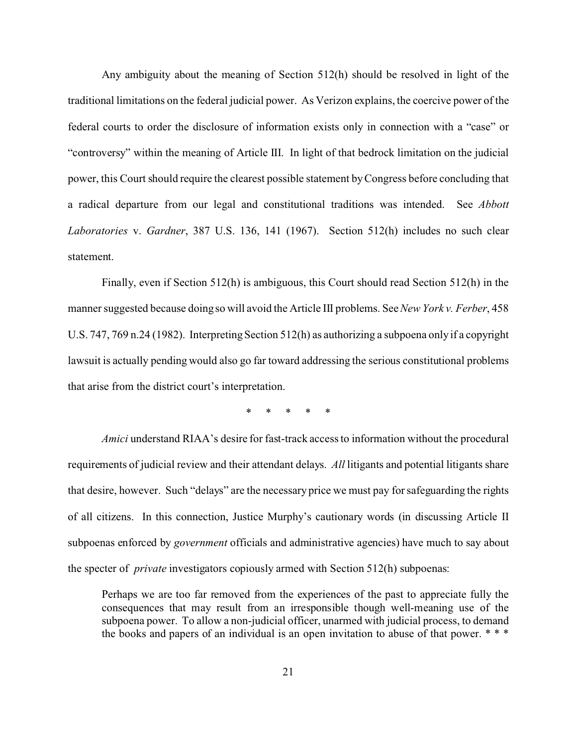Any ambiguity about the meaning of Section 512(h) should be resolved in light of the traditional limitations on the federal judicial power. As Verizon explains, the coercive power of the federal courts to order the disclosure of information exists only in connection with a "case" or "controversy" within the meaning of Article III. In light of that bedrock limitation on the judicial power, this Court should require the clearest possible statement by Congress before concluding that a radical departure from our legal and constitutional traditions was intended. See *Abbott Laboratories* v. *Gardner*, 387 U.S. 136, 141 (1967). Section 512(h) includes no such clear statement.

Finally, even if Section 512(h) is ambiguous, this Court should read Section 512(h) in the manner suggested because doing so will avoid the Article III problems. See *New York v. Ferber*, 458 U.S. 747, 769 n.24 (1982). Interpreting Section 512(h) as authorizing a subpoena only if a copyright lawsuit is actually pending would also go far toward addressing the serious constitutional problems that arise from the district court's interpretation.

\* \* \* \* \*

*Amici* understand RIAA's desire for fast-track access to information without the procedural requirements of judicial review and their attendant delays. *All* litigants and potential litigants share that desire, however. Such "delays" are the necessary price we must pay for safeguarding the rights of all citizens. In this connection, Justice Murphy's cautionary words (in discussing Article II subpoenas enforced by *government* officials and administrative agencies) have much to say about the specter of *private* investigators copiously armed with Section 512(h) subpoenas:

> Perhaps we are too far removed from the experiences of the past to appreciate fully the consequences that may result from an irresponsible though well-meaning use of the subpoena power. To allow a non-judicial officer, unarmed with judicial process, to demand the books and papers of an individual is an open invitation to abuse of that power. * * *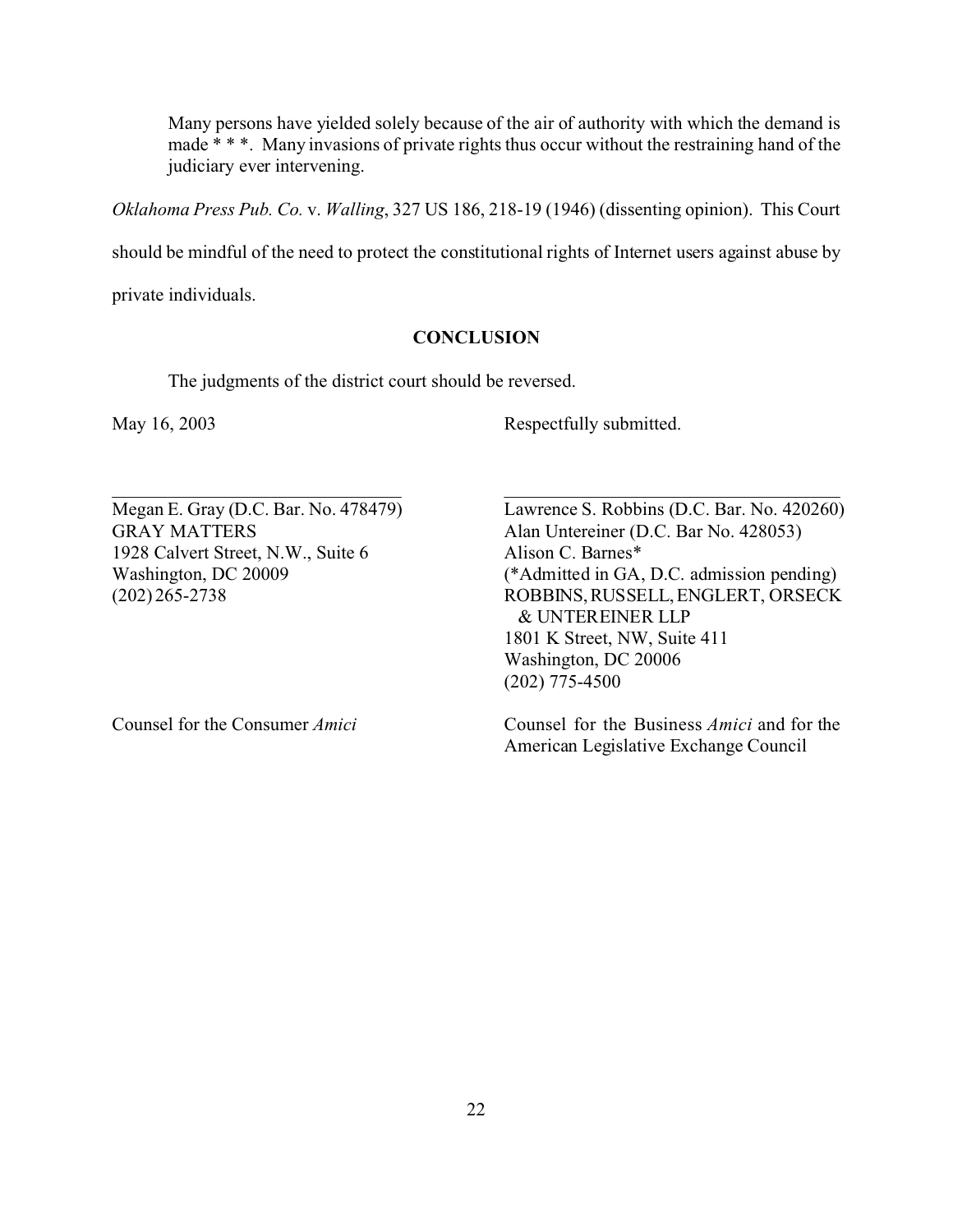> Many persons have yielded solely because of the air of authority with which the demand is made * * *. Many invasions of private rights thus occur without the restraining hand of the judiciary ever intervening.

*Oklahoma Press Pub. Co.* v. *Walling*, 327 US 186, 218-19 (1946) (dissenting opinion). This Court should be mindful of the need to protect the constitutional rights of Internet users against abuse by private individuals.

**CONCLUSION**

The judgments of the district court should be reversed.

May 16, 2003

Respectfully submitted.

\_\_\_\_\_\_\_\_\_\_\_\_\_\_\_\_\_\_\_\_\_\_\_\_\_\_\_\_\_\_\_\_\_\_\_\_
Megan E. Gray (D.C. Bar. No. 478479)
GRAY MATTERS
1928 Calvert Street, N.W., Suite 6
Washington, DC 20009
(202) 265-2738

Counsel for the Consumer *Amici*

\_\_\_\_\_\_\_\_\_\_\_\_\_\_\_\_\_\_\_\_\_\_\_\_\_\_\_\_\_\_\_\_\_\_\_\_
Lawrence S. Robbins (D.C. Bar. No. 420260)
Alan Untereiner (D.C. Bar No. 428053)
Alison C. Barnes*
(*Admitted in GA, D.C. admission pending)
ROBBINS, RUSSELL, ENGLERT, ORSECK & UNTEREINER LLP
1801 K Street, NW, Suite 411
Washington, DC 20006
(202) 775-4500

Counsel for the Business *Amici* and for the American Legislative Exchange Council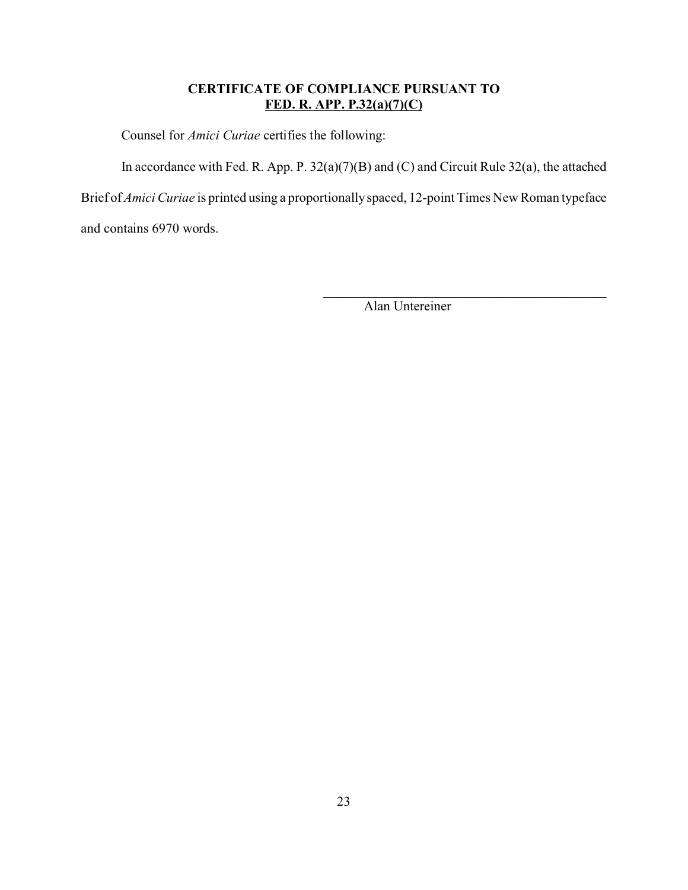**CERTIFICATE OF COMPLIANCE PURSUANT TO**
**<u>FED. R. APP. P.32(a)(7)(C)</u>**

Counsel for *Amici Curiae* certifies the following:

In accordance with Fed. R. App. P. 32(a)(7)(B) and (C) and Circuit Rule 32(a), the attached Brief of *Amici Curiae* is printed using a proportionally spaced, 12-point Times New Roman typeface and contains 6970 words.

\_\_\_\_\_\_\_\_\_\_\_\_\_\_\_\_\_\_\_\_\_\_\_\_\_\_\_\_\_\_\_\_\_\_\_\_\_\_\_\_

Alan Untereiner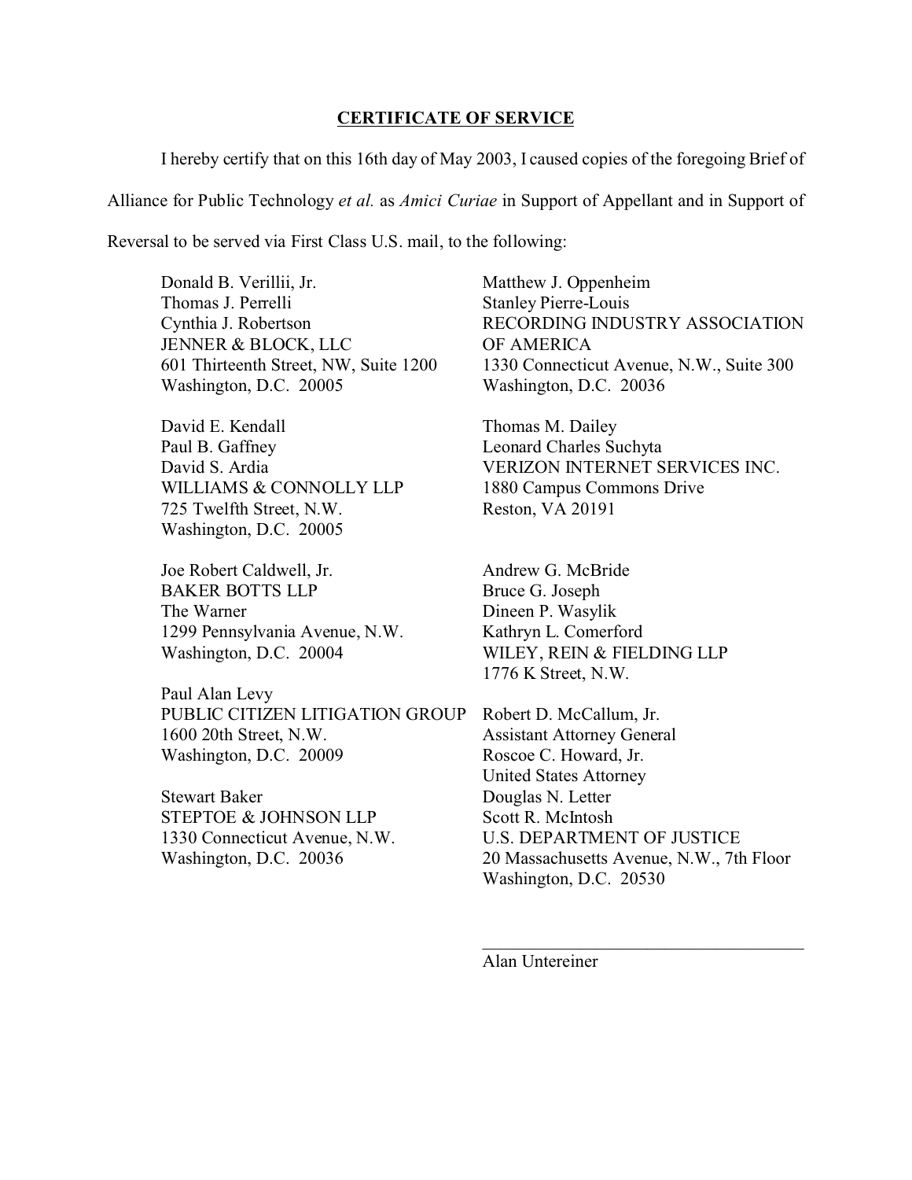## CERTIFICATE OF SERVICE

I hereby certify that on this 16th day of May 2003, I caused copies of the foregoing Brief of Alliance for Public Technology *et al.* as *Amici Curiae* in Support of Appellant and in Support of Reversal to be served via First Class U.S. mail, to the following:

Donald B. Verillii, Jr.
Thomas J. Perrelli
Cynthia J. Robertson
JENNER & BLOCK, LLC
601 Thirteenth Street, NW, Suite 1200
Washington, D.C. 20005

David E. Kendall
Paul B. Gaffney
David S. Ardia
WILLIAMS & CONNOLLY LLP
725 Twelfth Street, N.W.
Washington, D.C. 20005

Joe Robert Caldwell, Jr.
BAKER BOTTS LLP
The Warner
1299 Pennsylvania Avenue, N.W.
Washington, D.C. 20004

Paul Alan Levy
PUBLIC CITIZEN LITIGATION GROUP
1600 20th Street, N.W.
Washington, D.C. 20009

Stewart Baker
STEPTOE & JOHNSON LLP
1330 Connecticut Avenue, N.W.
Washington, D.C. 20036

Matthew J. Oppenheim
Stanley Pierre-Louis
RECORDING INDUSTRY ASSOCIATION OF AMERICA
1330 Connecticut Avenue, N.W., Suite 300
Washington, D.C. 20036

Thomas M. Dailey
Leonard Charles Suchyta
VERIZON INTERNET SERVICES INC.
1880 Campus Commons Drive
Reston, VA 20191

Andrew G. McBride
Bruce G. Joseph
Dineen P. Wasylik
Kathryn L. Comerford
WILEY, REIN & FIELDING LLP
1776 K Street, N.W.

Robert D. McCallum, Jr.
Assistant Attorney General
Roscoe C. Howard, Jr.
United States Attorney
Douglas N. Letter
Scott R. McIntosh
U.S. DEPARTMENT OF JUSTICE
20 Massachusetts Avenue, N.W., 7th Floor
Washington, D.C. 20530

\_\_\_\_\_\_\_\_\_\_\_\_\_\_\_\_\_\_\_\_\_\_\_\_\_\_\_\_\_\_\_\_\_\_\_\_
Alan Untereiner